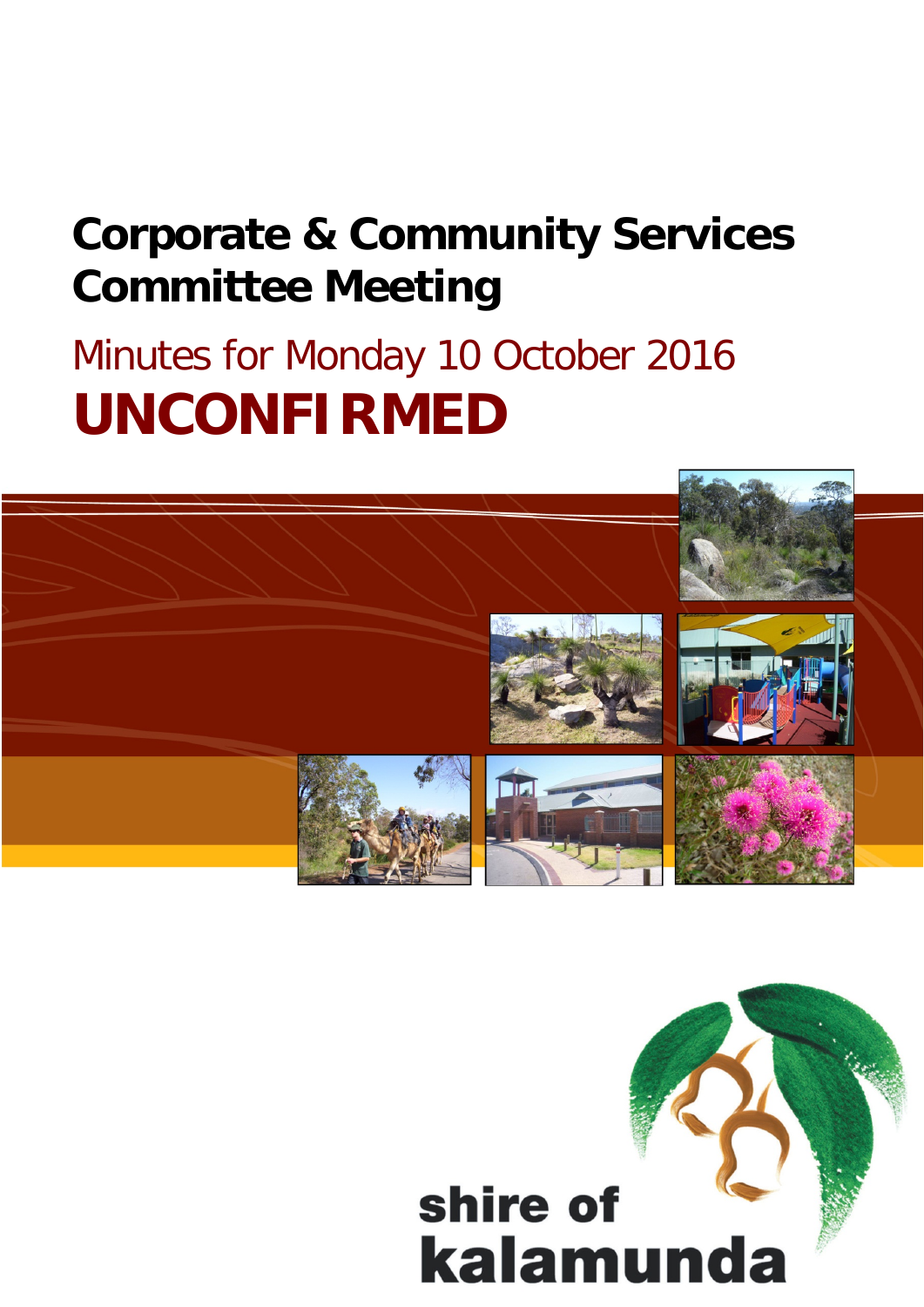# Corporate & Community Services Committee Meeting

## Minutes for Monday 10 October 2016

# UNCONFIRMED

shire of kalamunda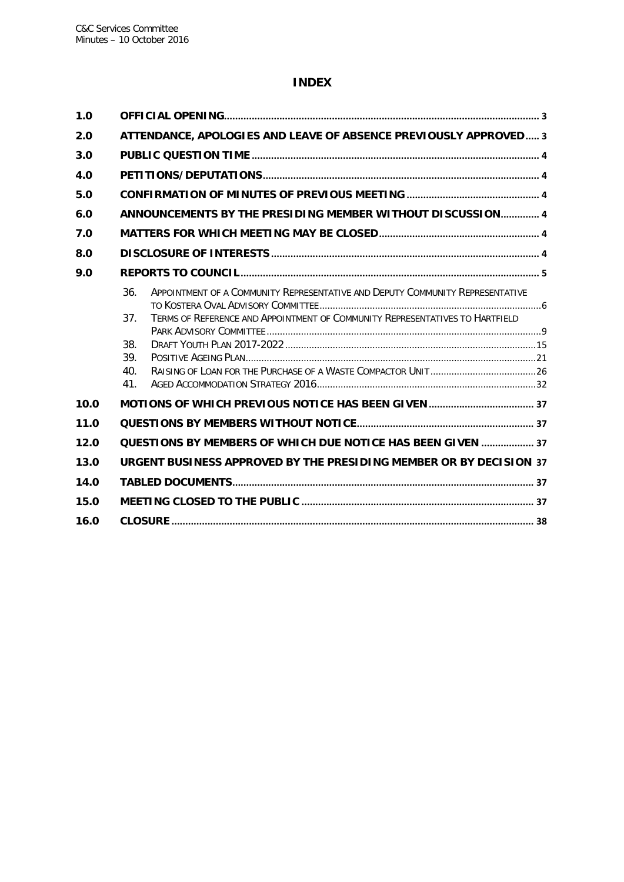# INDEX

| | | |
|---|---|---|
| 1.0 | OFFICIAL OPENING | 3 |
| 2.0 | ATTENDANCE, APOLOGIES AND LEAVE OF ABSENCE PREVIOUSLY APPROVED | 3 |
| 3.0 | PUBLIC QUESTION TIME | 4 |
| 4.0 | PETITIONS/DEPUTATIONS | 4 |
| 5.0 | CONFIRMATION OF MINUTES OF PREVIOUS MEETING | 4 |
| 6.0 | ANNOUNCEMENTS BY THE PRESIDING MEMBER WITHOUT DISCUSSION | 4 |
| 7.0 | MATTERS FOR WHICH MEETING MAY BE CLOSED | 4 |
| 8.0 | DISCLOSURE OF INTERESTS | 4 |
| 9.0 | REPORTS TO COUNCIL | 5 |
| | 36. APPOINTMENT OF A COMMUNITY REPRESENTATIVE AND DEPUTY COMMUNITY REPRESENTATIVE TO KOSTERA OVAL ADVISORY COMMITTEE | 6 |
| | 37. TERMS OF REFERENCE AND APPOINTMENT OF COMMUNITY REPRESENTATIVES TO HARTFIELD PARK ADVISORY COMMITTEE | 9 |
| | 38. DRAFT YOUTH PLAN 2017-2022 | 15 |
| | 39. POSITIVE AGEING PLAN | 21 |
| | 40. RAISING OF LOAN FOR THE PURCHASE OF A WASTE COMPACTOR UNIT | 26 |
| | 41. AGED ACCOMMODATION STRATEGY 2016 | 32 |
| 10.0 | MOTIONS OF WHICH PREVIOUS NOTICE HAS BEEN GIVEN | 37 |
| 11.0 | QUESTIONS BY MEMBERS WITHOUT NOTICE | 37 |
| 12.0 | QUESTIONS BY MEMBERS OF WHICH DUE NOTICE HAS BEEN GIVEN | 37 |
| 13.0 | URGENT BUSINESS APPROVED BY THE PRESIDING MEMBER OR BY DECISION | 37 |
| 14.0 | TABLED DOCUMENTS | 37 |
| 15.0 | MEETING CLOSED TO THE PUBLIC | 37 |
| 16.0 | CLOSURE | 38 |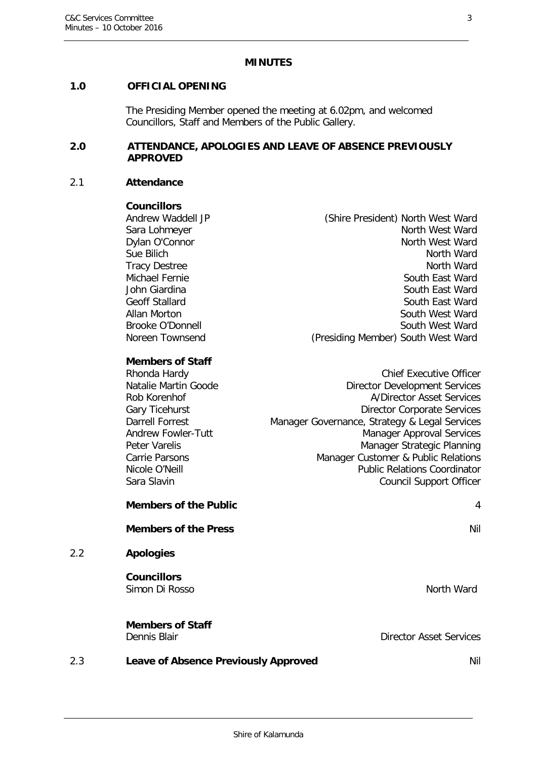# MINUTES

## 1.0 OFFICIAL OPENING

The Presiding Member opened the meeting at 6.02pm, and welcomed Councillors, Staff and Members of the Public Gallery.

## 2.0 ATTENDANCE, APOLOGIES AND LEAVE OF ABSENCE PREVIOUSLY APPROVED

### 2.1 Attendance

**Councillors**

| | |
|---|---|
| Andrew Waddell JP | (Shire President) North West Ward |
| Sara Lohmeyer | North West Ward |
| Dylan O'Connor | North West Ward |
| Sue Bilich | North Ward |
| Tracy Destree | North Ward |
| Michael Fernie | South East Ward |
| John Giardina | South East Ward |
| Geoff Stallard | South East Ward |
| Allan Morton | South West Ward |
| Brooke O'Donnell | South West Ward |
| Noreen Townsend | (Presiding Member) South West Ward |

**Members of Staff**

| | |
|---|---|
| Rhonda Hardy | Chief Executive Officer |
| Natalie Martin Goode | Director Development Services |
| Rob Korenhof | A/Director Asset Services |
| Gary Ticehurst | Director Corporate Services |
| Darrell Forrest | Manager Governance, Strategy & Legal Services |
| Andrew Fowler-Tutt | Manager Approval Services |
| Peter Varelis | Manager Strategic Planning |
| Carrie Parsons | Manager Customer & Public Relations |
| Nicole O'Neill | Public Relations Coordinator |
| Sara Slavin | Council Support Officer |

**Members of the Public** 4

**Members of the Press** Nil

### 2.2 Apologies

**Councillors**

Simon Di Rosso — North Ward

**Members of Staff**

Dennis Blair — Director Asset Services

### 2.3 Leave of Absence Previously Approved — Nil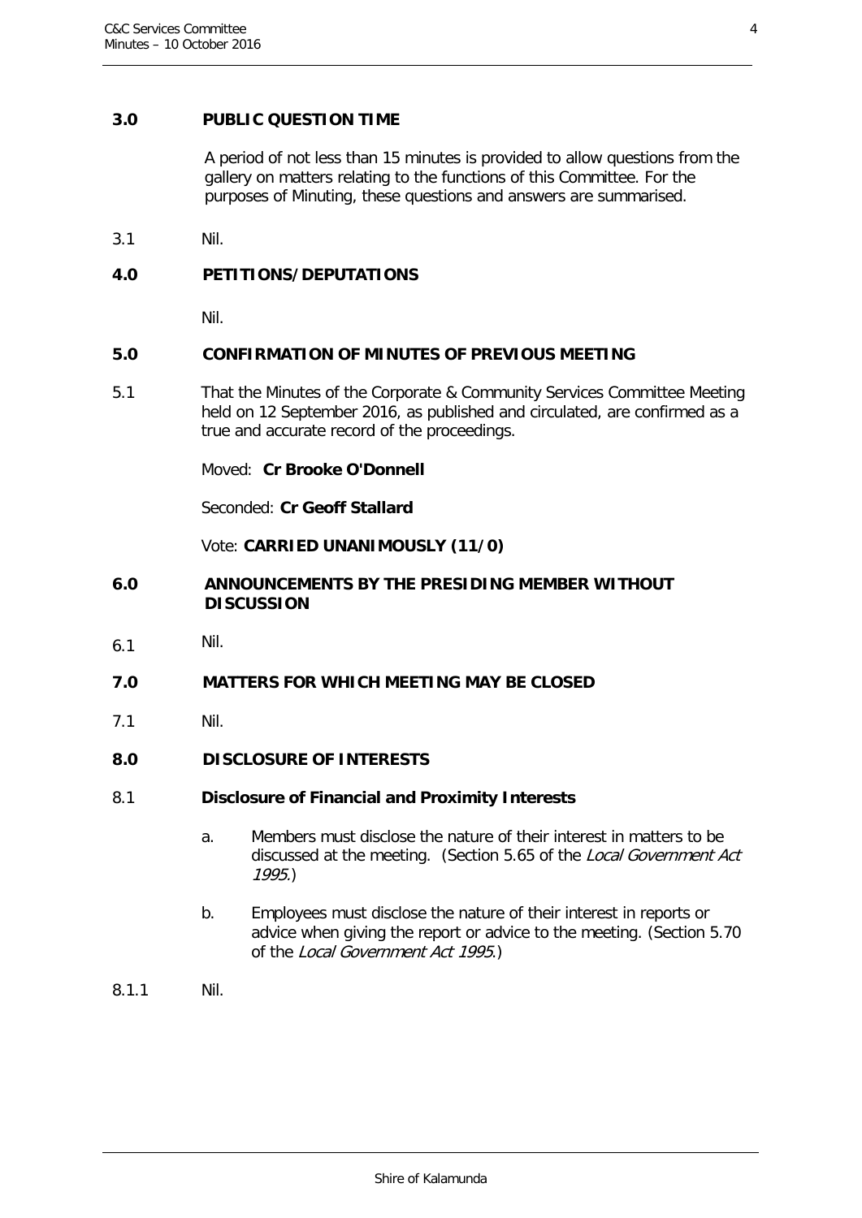## 3.0 PUBLIC QUESTION TIME

A period of not less than 15 minutes is provided to allow questions from the gallery on matters relating to the functions of this Committee. For the purposes of Minuting, these questions and answers are summarised.

3.1 Nil.

## 4.0 PETITIONS/DEPUTATIONS

Nil.

## 5.0 CONFIRMATION OF MINUTES OF PREVIOUS MEETING

5.1 That the Minutes of the Corporate & Community Services Committee Meeting held on 12 September 2016, as published and circulated, are confirmed as a true and accurate record of the proceedings.

Moved: **Cr Brooke O'Donnell**

Seconded: **Cr Geoff Stallard**

Vote: **CARRIED UNANIMOUSLY (11/0)**

## 6.0 ANNOUNCEMENTS BY THE PRESIDING MEMBER WITHOUT DISCUSSION

6.1 Nil.

## 7.0 MATTERS FOR WHICH MEETING MAY BE CLOSED

7.1 Nil.

## 8.0 DISCLOSURE OF INTERESTS

### 8.1 Disclosure of Financial and Proximity Interests

a. Members must disclose the nature of their interest in matters to be discussed at the meeting. (Section 5.65 of the *Local Government Act 1995*.)

b. Employees must disclose the nature of their interest in reports or advice when giving the report or advice to the meeting. (Section 5.70 of the *Local Government Act 1995*.)

8.1.1 Nil.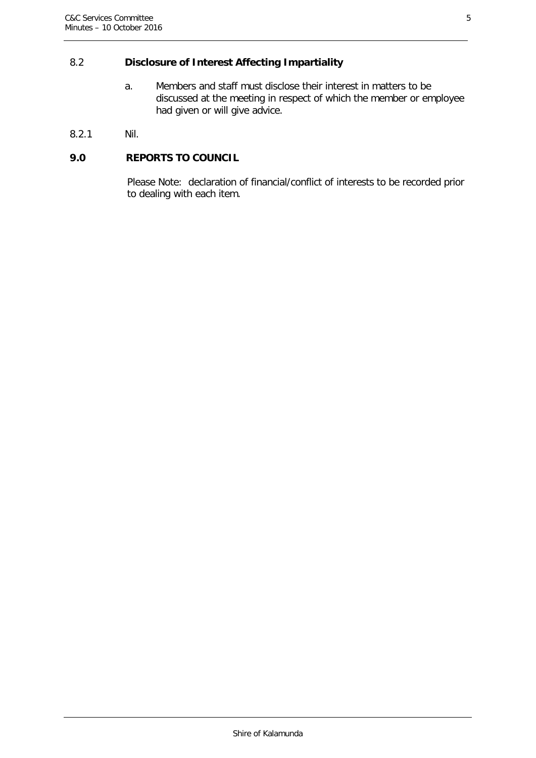## 8.2 Disclosure of Interest Affecting Impartiality

a. Members and staff must disclose their interest in matters to be discussed at the meeting in respect of which the member or employee had given or will give advice.

8.2.1 Nil.

## 9.0 REPORTS TO COUNCIL

Please Note: declaration of financial/conflict of interests to be recorded prior to dealing with each item.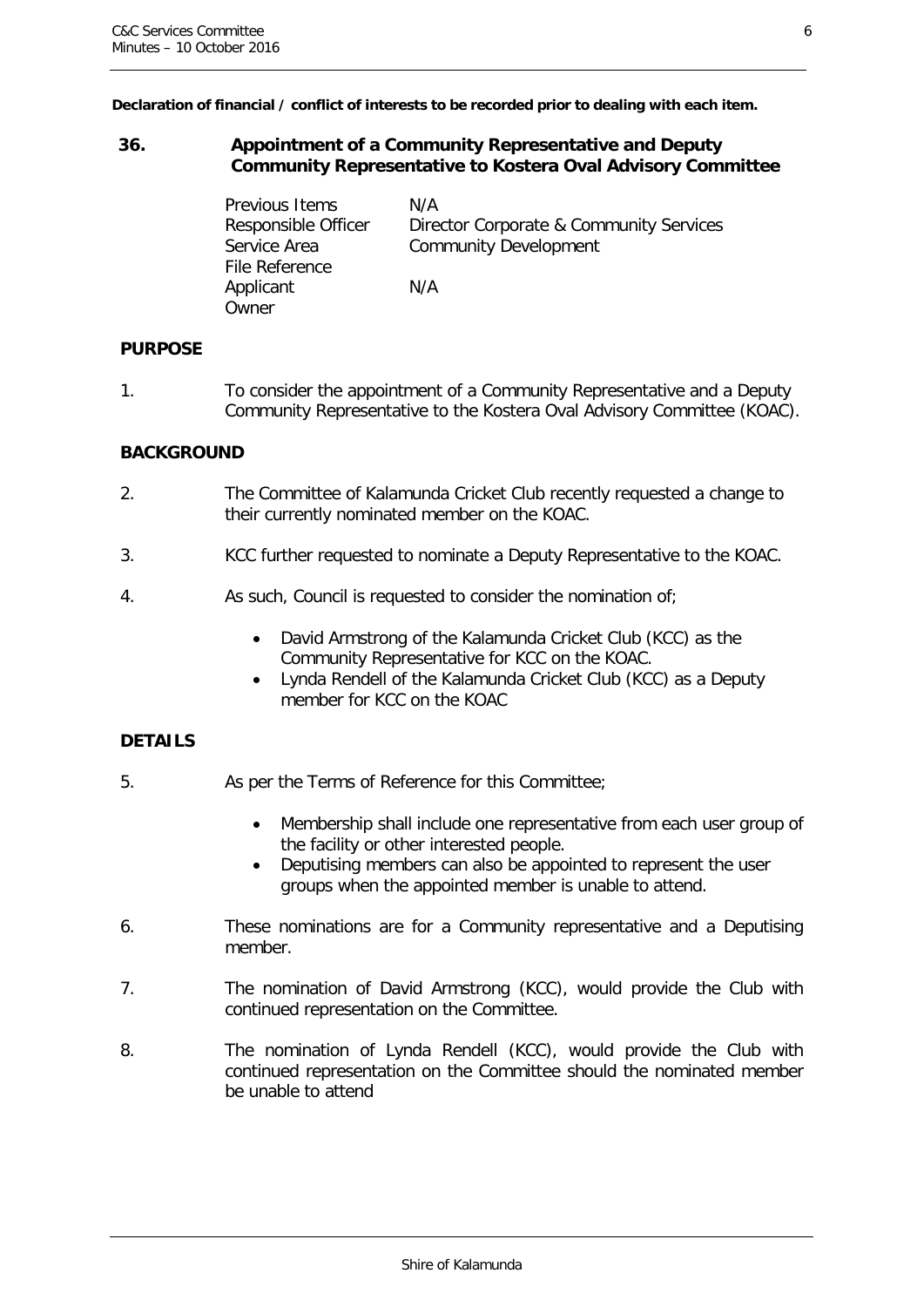**Declaration of financial / conflict of interests to be recorded prior to dealing with each item.**

## 36. Appointment of a Community Representative and Deputy Community Representative to Kostera Oval Advisory Committee

| | |
|---|---|
| Previous Items | N/A |
| Responsible Officer | Director Corporate & Community Services |
| Service Area | Community Development |
| File Reference | |
| Applicant | N/A |
| Owner | |

### PURPOSE

1. To consider the appointment of a Community Representative and a Deputy Community Representative to the Kostera Oval Advisory Committee (KOAC).

### BACKGROUND

2. The Committee of Kalamunda Cricket Club recently requested a change to their currently nominated member on the KOAC.

3. KCC further requested to nominate a Deputy Representative to the KOAC.

4. As such, Council is requested to consider the nomination of;

   - David Armstrong of the Kalamunda Cricket Club (KCC) as the Community Representative for KCC on the KOAC.
   - Lynda Rendell of the Kalamunda Cricket Club (KCC) as a Deputy member for KCC on the KOAC

### DETAILS

5. As per the Terms of Reference for this Committee;

   - Membership shall include one representative from each user group of the facility or other interested people.
   - Deputising members can also be appointed to represent the user groups when the appointed member is unable to attend.

6. These nominations are for a Community representative and a Deputising member.

7. The nomination of David Armstrong (KCC), would provide the Club with continued representation on the Committee.

8. The nomination of Lynda Rendell (KCC), would provide the Club with continued representation on the Committee should the nominated member be unable to attend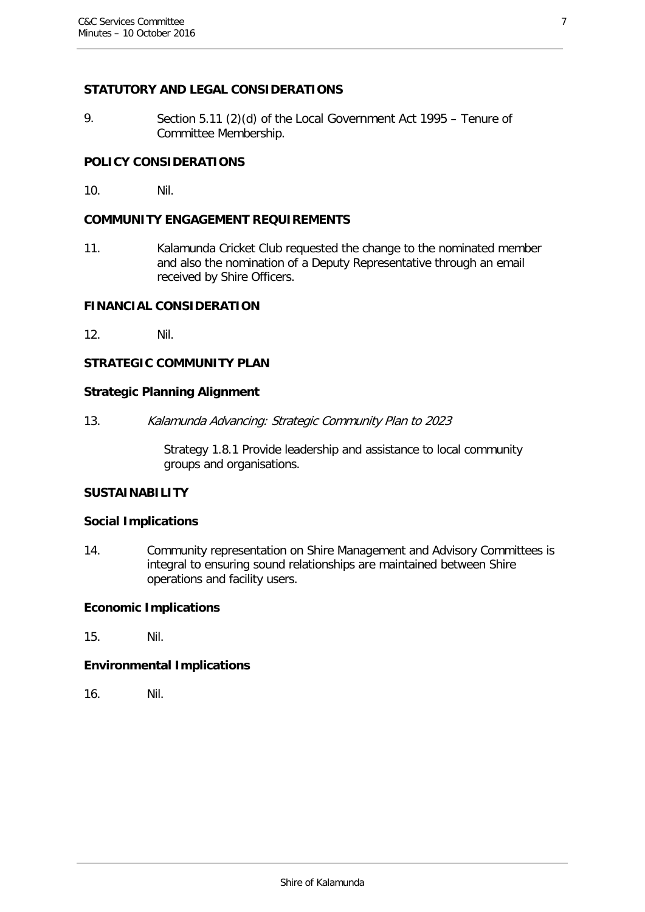**STATUTORY AND LEGAL CONSIDERATIONS**

9. Section 5.11 (2)(d) of the Local Government Act 1995 – Tenure of Committee Membership.

**POLICY CONSIDERATIONS**

10. Nil.

**COMMUNITY ENGAGEMENT REQUIREMENTS**

11. Kalamunda Cricket Club requested the change to the nominated member and also the nomination of a Deputy Representative through an email received by Shire Officers.

**FINANCIAL CONSIDERATION**

12. Nil.

**STRATEGIC COMMUNITY PLAN**

**Strategic Planning Alignment**

13. *Kalamunda Advancing: Strategic Community Plan to 2023*

    Strategy 1.8.1 Provide leadership and assistance to local community groups and organisations.

**SUSTAINABILITY**

**Social Implications**

14. Community representation on Shire Management and Advisory Committees is integral to ensuring sound relationships are maintained between Shire operations and facility users.

**Economic Implications**

15. Nil.

**Environmental Implications**

16. Nil.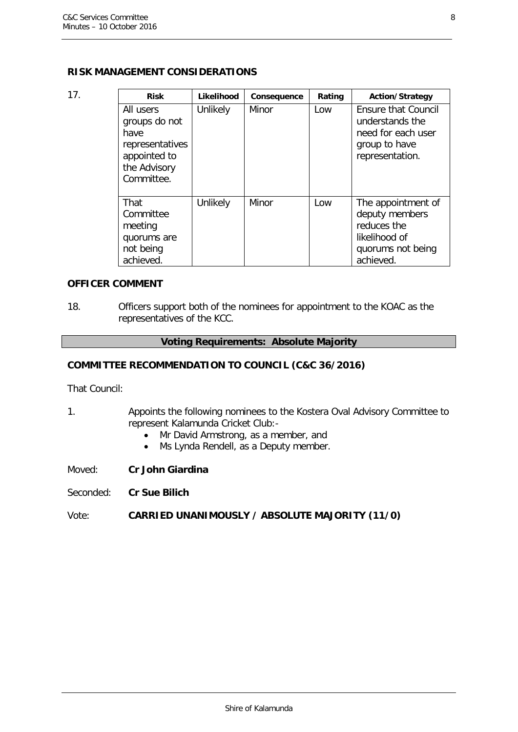## RISK MANAGEMENT CONSIDERATIONS

17.

| Risk | Likelihood | Consequence | Rating | Action/Strategy |
|---|---|---|---|---|
| All users groups do not have representatives appointed to the Advisory Committee. | Unlikely | Minor | Low | Ensure that Council understands the need for each user group to have representation. |
| That Committee meeting quorums are not being achieved. | Unlikely | Minor | Low | The appointment of deputy members reduces the likelihood of quorums not being achieved. |

## OFFICER COMMENT

18. Officers support both of the nominees for appointment to the KOAC as the representatives of the KCC.

**Voting Requirements: Absolute Majority**

## COMMITTEE RECOMMENDATION TO COUNCIL (C&C 36/2016)

That Council:

1. Appoints the following nominees to the Kostera Oval Advisory Committee to represent Kalamunda Cricket Club:-
   - Mr David Armstrong, as a member, and
   - Ms Lynda Rendell, as a Deputy member.

Moved: **Cr John Giardina**

Seconded: **Cr Sue Bilich**

Vote: **CARRIED UNANIMOUSLY / ABSOLUTE MAJORITY (11/0)**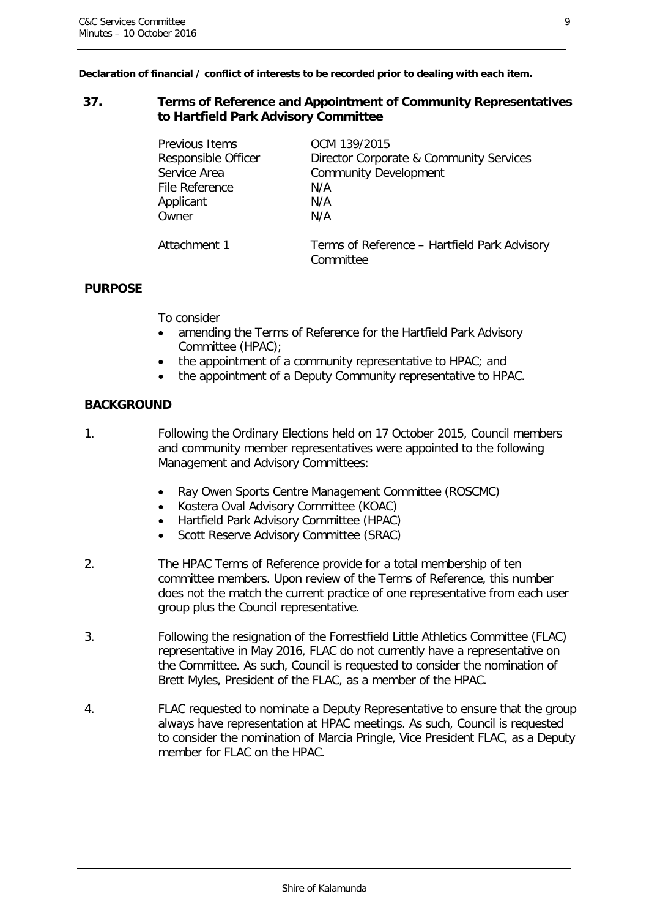**Declaration of financial / conflict of interests to be recorded prior to dealing with each item.**

## 37. Terms of Reference and Appointment of Community Representatives to Hartfield Park Advisory Committee

| | |
|---|---|
| Previous Items | OCM 139/2015 |
| Responsible Officer | Director Corporate & Community Services |
| Service Area | Community Development |
| File Reference | N/A |
| Applicant | N/A |
| Owner | N/A |
| Attachment 1 | Terms of Reference – Hartfield Park Advisory Committee |

### PURPOSE

To consider

- amending the Terms of Reference for the Hartfield Park Advisory Committee (HPAC);
- the appointment of a community representative to HPAC; and
- the appointment of a Deputy Community representative to HPAC.

### BACKGROUND

1. Following the Ordinary Elections held on 17 October 2015, Council members and community member representatives were appointed to the following Management and Advisory Committees:

    - Ray Owen Sports Centre Management Committee (ROSCMC)
    - Kostera Oval Advisory Committee (KOAC)
    - Hartfield Park Advisory Committee (HPAC)
    - Scott Reserve Advisory Committee (SRAC)

2. The HPAC Terms of Reference provide for a total membership of ten committee members. Upon review of the Terms of Reference, this number does not the match the current practice of one representative from each user group plus the Council representative.

3. Following the resignation of the Forrestfield Little Athletics Committee (FLAC) representative in May 2016, FLAC do not currently have a representative on the Committee. As such, Council is requested to consider the nomination of Brett Myles, President of the FLAC, as a member of the HPAC.

4. FLAC requested to nominate a Deputy Representative to ensure that the group always have representation at HPAC meetings. As such, Council is requested to consider the nomination of Marcia Pringle, Vice President FLAC, as a Deputy member for FLAC on the HPAC.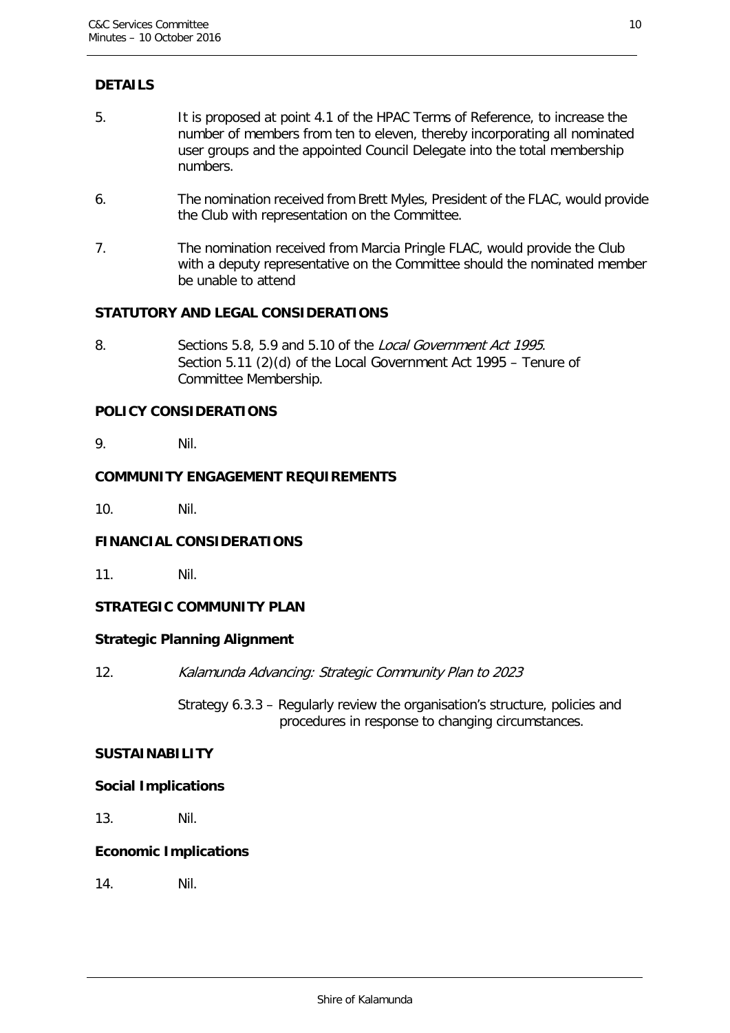## DETAILS

5. It is proposed at point 4.1 of the HPAC Terms of Reference, to increase the number of members from ten to eleven, thereby incorporating all nominated user groups and the appointed Council Delegate into the total membership numbers.

6. The nomination received from Brett Myles, President of the FLAC, would provide the Club with representation on the Committee.

7. The nomination received from Marcia Pringle FLAC, would provide the Club with a deputy representative on the Committee should the nominated member be unable to attend

## STATUTORY AND LEGAL CONSIDERATIONS

8. Sections 5.8, 5.9 and 5.10 of the *Local Government Act 1995*.
   Section 5.11 (2)(d) of the Local Government Act 1995 – Tenure of Committee Membership.

## POLICY CONSIDERATIONS

9. Nil.

## COMMUNITY ENGAGEMENT REQUIREMENTS

10. Nil.

## FINANCIAL CONSIDERATIONS

11. Nil.

## STRATEGIC COMMUNITY PLAN

### Strategic Planning Alignment

12. *Kalamunda Advancing: Strategic Community Plan to 2023*

    Strategy 6.3.3 – Regularly review the organisation's structure, policies and procedures in response to changing circumstances.

## SUSTAINABILITY

### Social Implications

13. Nil.

### Economic Implications

14. Nil.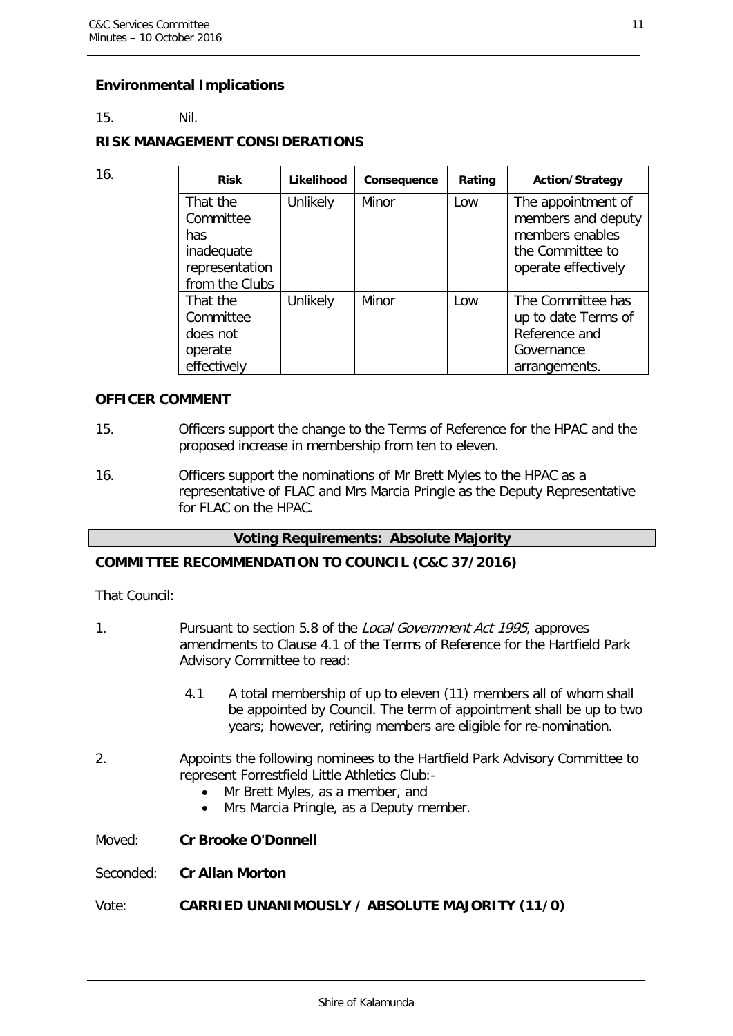**Environmental Implications**

15. Nil.

**RISK MANAGEMENT CONSIDERATIONS**

16.

| Risk | Likelihood | Consequence | Rating | Action/Strategy |
|---|---|---|---|---|
| That the Committee has inadequate representation from the Clubs | Unlikely | Minor | Low | The appointment of members and deputy members enables the Committee to operate effectively |
| That the Committee does not operate effectively | Unlikely | Minor | Low | The Committee has up to date Terms of Reference and Governance arrangements. |

**OFFICER COMMENT**

15. Officers support the change to the Terms of Reference for the HPAC and the proposed increase in membership from ten to eleven.

16. Officers support the nominations of Mr Brett Myles to the HPAC as a representative of FLAC and Mrs Marcia Pringle as the Deputy Representative for FLAC on the HPAC.

**Voting Requirements: Absolute Majority**

**COMMITTEE RECOMMENDATION TO COUNCIL (C&C 37/2016)**

That Council:

1. Pursuant to section 5.8 of the *Local Government Act 1995*, approves amendments to Clause 4.1 of the Terms of Reference for the Hartfield Park Advisory Committee to read:

   4.1 A total membership of up to eleven (11) members all of whom shall be appointed by Council. The term of appointment shall be up to two years; however, retiring members are eligible for re-nomination.

2. Appoints the following nominees to the Hartfield Park Advisory Committee to represent Forrestfield Little Athletics Club:-
   - Mr Brett Myles, as a member, and
   - Mrs Marcia Pringle, as a Deputy member.

Moved: **Cr Brooke O'Donnell**

Seconded: **Cr Allan Morton**

Vote: **CARRIED UNANIMOUSLY / ABSOLUTE MAJORITY (11/0)**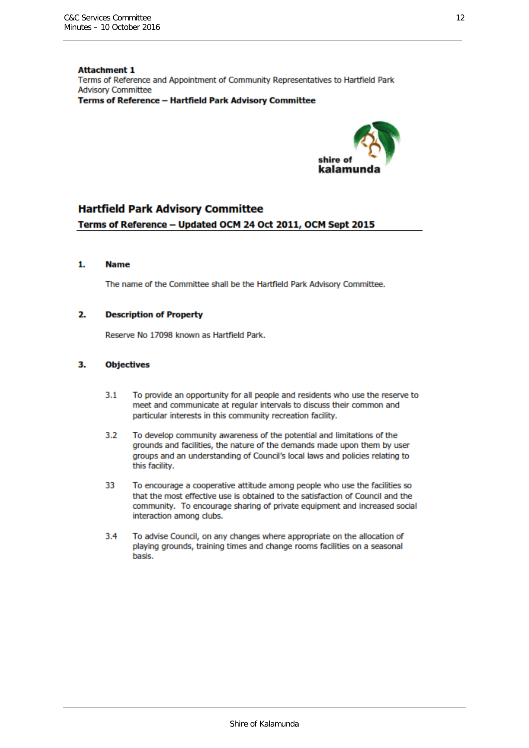**Attachment 1**
Terms of Reference and Appointment of Community Representatives to Hartfield Park Advisory Committee
**Terms of Reference – Hartfield Park Advisory Committee**

shire of kalamunda

## Hartfield Park Advisory Committee

### Terms of Reference – Updated OCM 24 Oct 2011, OCM Sept 2015

**1. Name**

The name of the Committee shall be the Hartfield Park Advisory Committee.

**2. Description of Property**

Reserve No 17098 known as Hartfield Park.

**3. Objectives**

3.1 To provide an opportunity for all people and residents who use the reserve to meet and communicate at regular intervals to discuss their common and particular interests in this community recreation facility.

3.2 To develop community awareness of the potential and limitations of the grounds and facilities, the nature of the demands made upon them by user groups and an understanding of Council's local laws and policies relating to this facility.

33 To encourage a cooperative attitude among people who use the facilities so that the most effective use is obtained to the satisfaction of Council and the community. To encourage sharing of private equipment and increased social interaction among clubs.

3.4 To advise Council, on any changes where appropriate on the allocation of playing grounds, training times and change rooms facilities on a seasonal basis.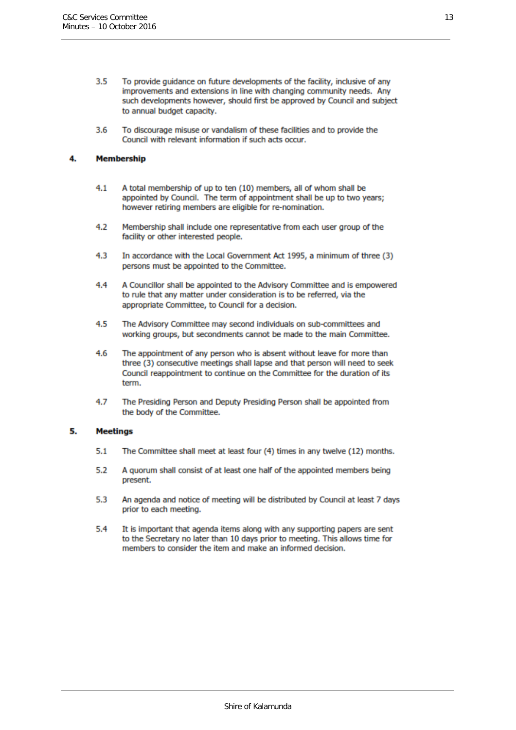3.5 To provide guidance on future developments of the facility, inclusive of any improvements and extensions in line with changing community needs. Any such developments however, should first be approved by Council and subject to annual budget capacity.

3.6 To discourage misuse or vandalism of these facilities and to provide the Council with relevant information if such acts occur.

## 4. Membership

4.1 A total membership of up to ten (10) members, all of whom shall be appointed by Council. The term of appointment shall be up to two years; however retiring members are eligible for re-nomination.

4.2 Membership shall include one representative from each user group of the facility or other interested people.

4.3 In accordance with the Local Government Act 1995, a minimum of three (3) persons must be appointed to the Committee.

4.4 A Councillor shall be appointed to the Advisory Committee and is empowered to rule that any matter under consideration is to be referred, via the appropriate Committee, to Council for a decision.

4.5 The Advisory Committee may second individuals on sub-committees and working groups, but secondments cannot be made to the main Committee.

4.6 The appointment of any person who is absent without leave for more than three (3) consecutive meetings shall lapse and that person will need to seek Council reappointment to continue on the Committee for the duration of its term.

4.7 The Presiding Person and Deputy Presiding Person shall be appointed from the body of the Committee.

## 5. Meetings

5.1 The Committee shall meet at least four (4) times in any twelve (12) months.

5.2 A quorum shall consist of at least one half of the appointed members being present.

5.3 An agenda and notice of meeting will be distributed by Council at least 7 days prior to each meeting.

5.4 It is important that agenda items along with any supporting papers are sent to the Secretary no later than 10 days prior to meeting. This allows time for members to consider the item and make an informed decision.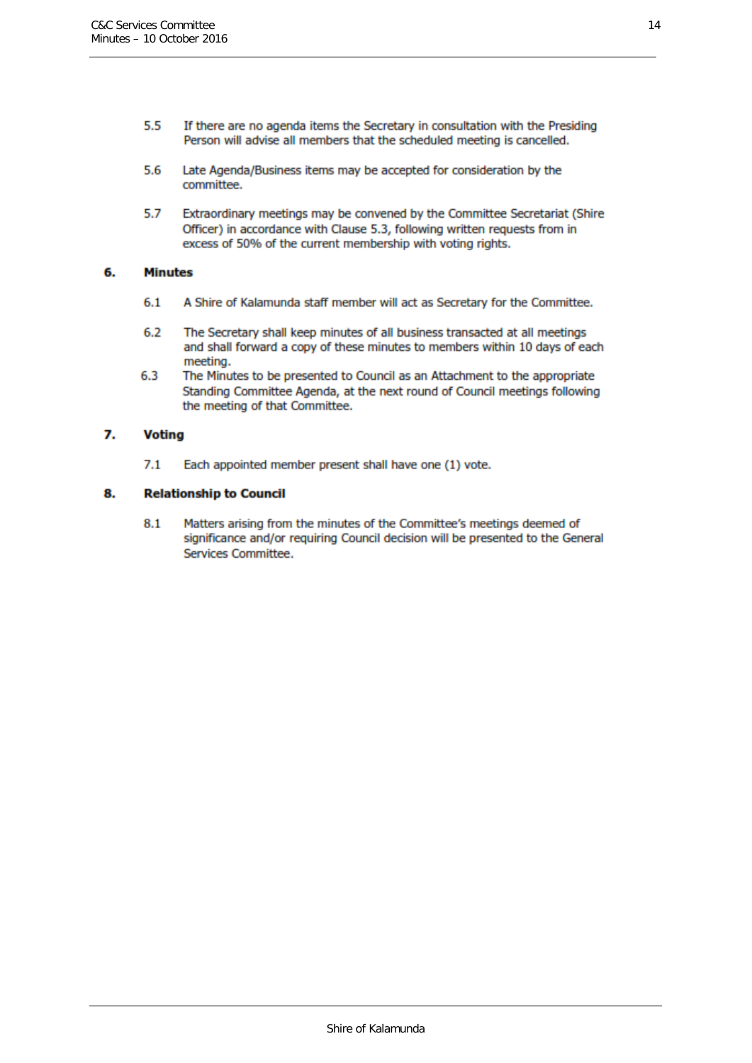5.5 If there are no agenda items the Secretary in consultation with the Presiding Person will advise all members that the scheduled meeting is cancelled.

5.6 Late Agenda/Business items may be accepted for consideration by the committee.

5.7 Extraordinary meetings may be convened by the Committee Secretariat (Shire Officer) in accordance with Clause 5.3, following written requests from in excess of 50% of the current membership with voting rights.

## 6. Minutes

6.1 A Shire of Kalamunda staff member will act as Secretary for the Committee.

6.2 The Secretary shall keep minutes of all business transacted at all meetings and shall forward a copy of these minutes to members within 10 days of each meeting.

6.3 The Minutes to be presented to Council as an Attachment to the appropriate Standing Committee Agenda, at the next round of Council meetings following the meeting of that Committee.

## 7. Voting

7.1 Each appointed member present shall have one (1) vote.

## 8. Relationship to Council

8.1 Matters arising from the minutes of the Committee's meetings deemed of significance and/or requiring Council decision will be presented to the General Services Committee.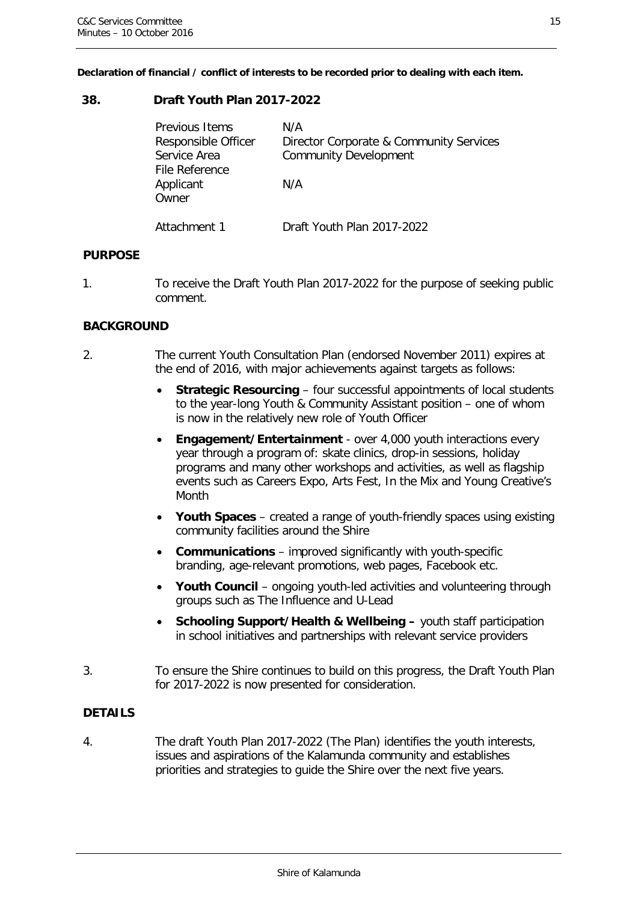**Declaration of financial / conflict of interests to be recorded prior to dealing with each item.**

## 38. Draft Youth Plan 2017-2022

| | |
|---|---|
| Previous Items | N/A |
| Responsible Officer | Director Corporate & Community Services |
| Service Area | Community Development |
| File Reference | |
| Applicant | N/A |
| Owner | |
| | |
| Attachment 1 | Draft Youth Plan 2017-2022 |

### PURPOSE

1. To receive the Draft Youth Plan 2017-2022 for the purpose of seeking public comment.

### BACKGROUND

2. The current Youth Consultation Plan (endorsed November 2011) expires at the end of 2016, with major achievements against targets as follows:

   - **Strategic Resourcing** – four successful appointments of local students to the year-long Youth & Community Assistant position – one of whom is now in the relatively new role of Youth Officer
   - **Engagement/Entertainment** - over 4,000 youth interactions every year through a program of: skate clinics, drop-in sessions, holiday programs and many other workshops and activities, as well as flagship events such as Careers Expo, Arts Fest, In the Mix and Young Creative's Month
   - **Youth Spaces** – created a range of youth-friendly spaces using existing community facilities around the Shire
   - **Communications** – improved significantly with youth-specific branding, age-relevant promotions, web pages, Facebook etc.
   - **Youth Council** – ongoing youth-led activities and volunteering through groups such as The Influence and U-Lead
   - **Schooling Support/Health & Wellbeing –** youth staff participation in school initiatives and partnerships with relevant service providers

3. To ensure the Shire continues to build on this progress, the Draft Youth Plan for 2017-2022 is now presented for consideration.

### DETAILS

4. The draft Youth Plan 2017-2022 (The Plan) identifies the youth interests, issues and aspirations of the Kalamunda community and establishes priorities and strategies to guide the Shire over the next five years.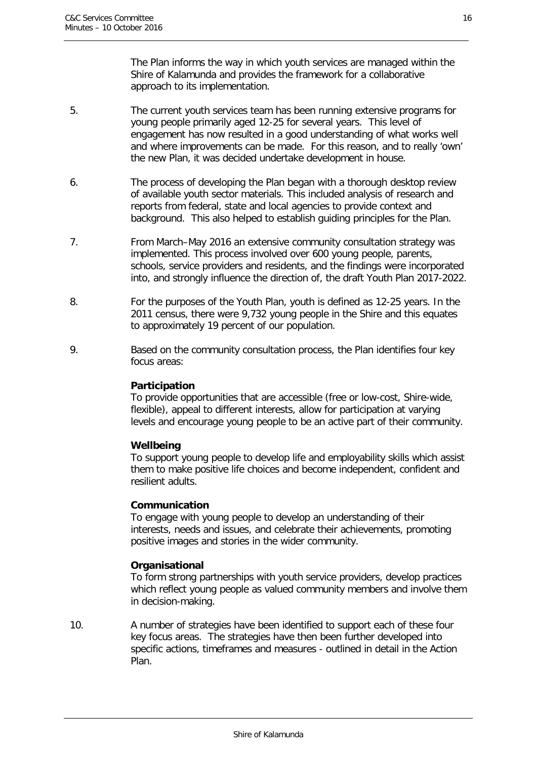The Plan informs the way in which youth services are managed within the Shire of Kalamunda and provides the framework for a collaborative approach to its implementation.

5. The current youth services team has been running extensive programs for young people primarily aged 12-25 for several years. This level of engagement has now resulted in a good understanding of what works well and where improvements can be made. For this reason, and to really 'own' the new Plan, it was decided undertake development in house.

6. The process of developing the Plan began with a thorough desktop review of available youth sector materials. This included analysis of research and reports from federal, state and local agencies to provide context and background. This also helped to establish guiding principles for the Plan.

7. From March–May 2016 an extensive community consultation strategy was implemented. This process involved over 600 young people, parents, schools, service providers and residents, and the findings were incorporated into, and strongly influence the direction of, the draft Youth Plan 2017-2022.

8. For the purposes of the Youth Plan, youth is defined as 12-25 years. In the 2011 census, there were 9,732 young people in the Shire and this equates to approximately 19 percent of our population.

9. Based on the community consultation process, the Plan identifies four key focus areas:

   **Participation**
   To provide opportunities that are accessible (free or low-cost, Shire-wide, flexible), appeal to different interests, allow for participation at varying levels and encourage young people to be an active part of their community.

   **Wellbeing**
   To support young people to develop life and employability skills which assist them to make positive life choices and become independent, confident and resilient adults.

   **Communication**
   To engage with young people to develop an understanding of their interests, needs and issues, and celebrate their achievements, promoting positive images and stories in the wider community.

   **Organisational**
   To form strong partnerships with youth service providers, develop practices which reflect young people as valued community members and involve them in decision-making.

10. A number of strategies have been identified to support each of these four key focus areas. The strategies have then been further developed into specific actions, timeframes and measures - outlined in detail in the Action Plan.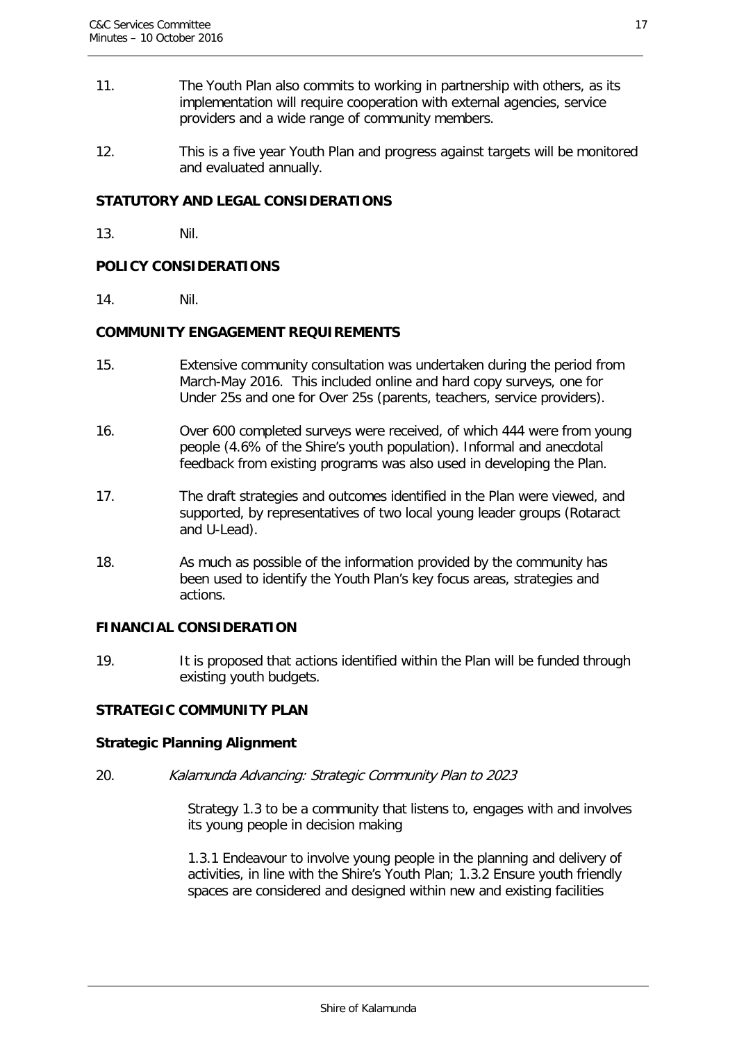11. The Youth Plan also commits to working in partnership with others, as its implementation will require cooperation with external agencies, service providers and a wide range of community members.

12. This is a five year Youth Plan and progress against targets will be monitored and evaluated annually.

**STATUTORY AND LEGAL CONSIDERATIONS**

13. Nil.

**POLICY CONSIDERATIONS**

14. Nil.

**COMMUNITY ENGAGEMENT REQUIREMENTS**

15. Extensive community consultation was undertaken during the period from March-May 2016. This included online and hard copy surveys, one for Under 25s and one for Over 25s (parents, teachers, service providers).

16. Over 600 completed surveys were received, of which 444 were from young people (4.6% of the Shire's youth population). Informal and anecdotal feedback from existing programs was also used in developing the Plan.

17. The draft strategies and outcomes identified in the Plan were viewed, and supported, by representatives of two local young leader groups (Rotaract and U-Lead).

18. As much as possible of the information provided by the community has been used to identify the Youth Plan's key focus areas, strategies and actions.

**FINANCIAL CONSIDERATION**

19. It is proposed that actions identified within the Plan will be funded through existing youth budgets.

**STRATEGIC COMMUNITY PLAN**

**Strategic Planning Alignment**

20. *Kalamunda Advancing: Strategic Community Plan to 2023*

    Strategy 1.3 to be a community that listens to, engages with and involves its young people in decision making

    1.3.1 Endeavour to involve young people in the planning and delivery of activities, in line with the Shire's Youth Plan; 1.3.2 Ensure youth friendly spaces are considered and designed within new and existing facilities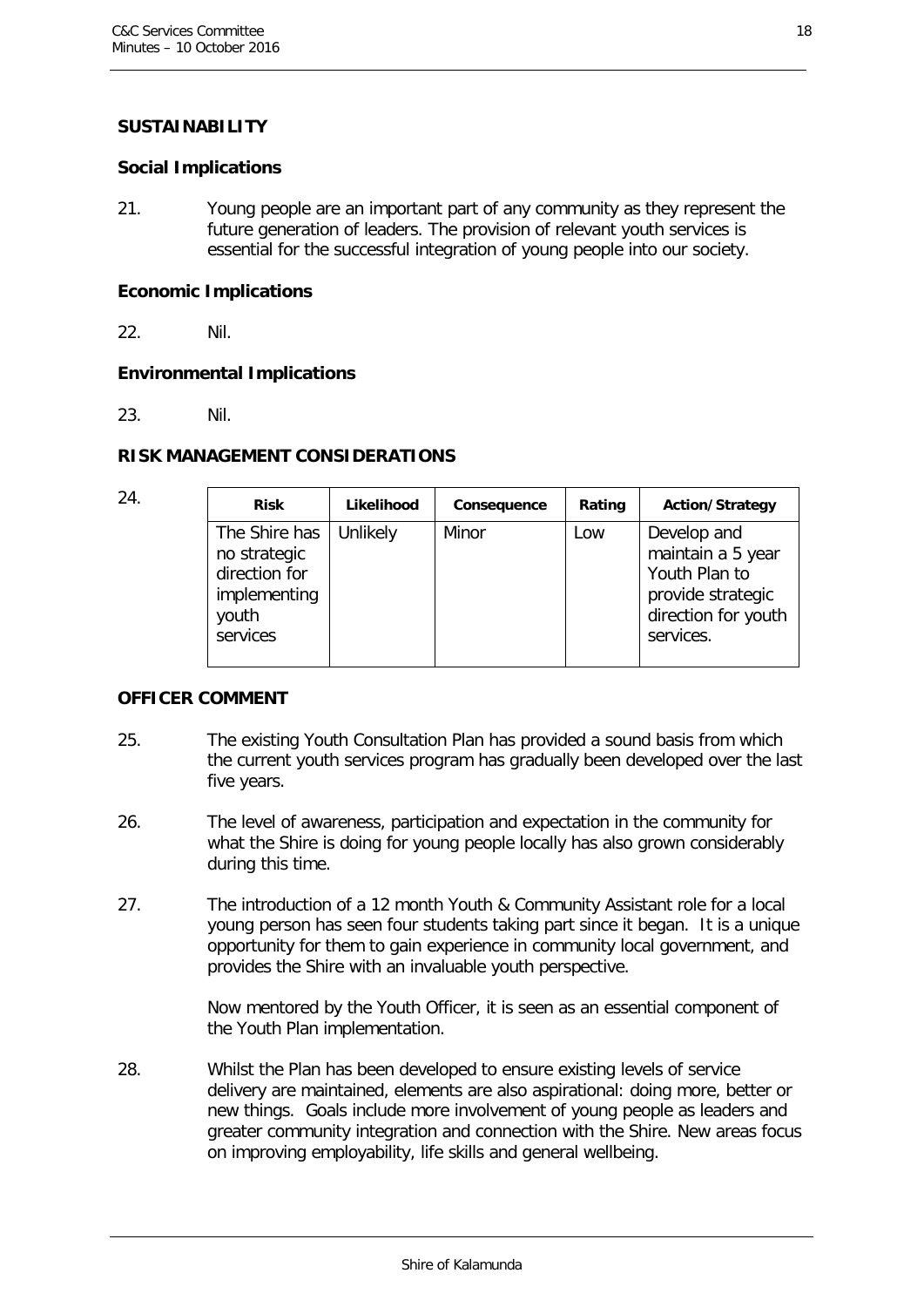## SUSTAINABILITY

### Social Implications

21. Young people are an important part of any community as they represent the future generation of leaders. The provision of relevant youth services is essential for the successful integration of young people into our society.

### Economic Implications

22. Nil.

### Environmental Implications

23. Nil.

## RISK MANAGEMENT CONSIDERATIONS

24.

| Risk | Likelihood | Consequence | Rating | Action/Strategy |
|---|---|---|---|---|
| The Shire has no strategic direction for implementing youth services | Unlikely | Minor | Low | Develop and maintain a 5 year Youth Plan to provide strategic direction for youth services. |

## OFFICER COMMENT

25. The existing Youth Consultation Plan has provided a sound basis from which the current youth services program has gradually been developed over the last five years.

26. The level of awareness, participation and expectation in the community for what the Shire is doing for young people locally has also grown considerably during this time.

27. The introduction of a 12 month Youth & Community Assistant role for a local young person has seen four students taking part since it began. It is a unique opportunity for them to gain experience in community local government, and provides the Shire with an invaluable youth perspective.

    Now mentored by the Youth Officer, it is seen as an essential component of the Youth Plan implementation.

28. Whilst the Plan has been developed to ensure existing levels of service delivery are maintained, elements are also aspirational: doing more, better or new things. Goals include more involvement of young people as leaders and greater community integration and connection with the Shire. New areas focus on improving employability, life skills and general wellbeing.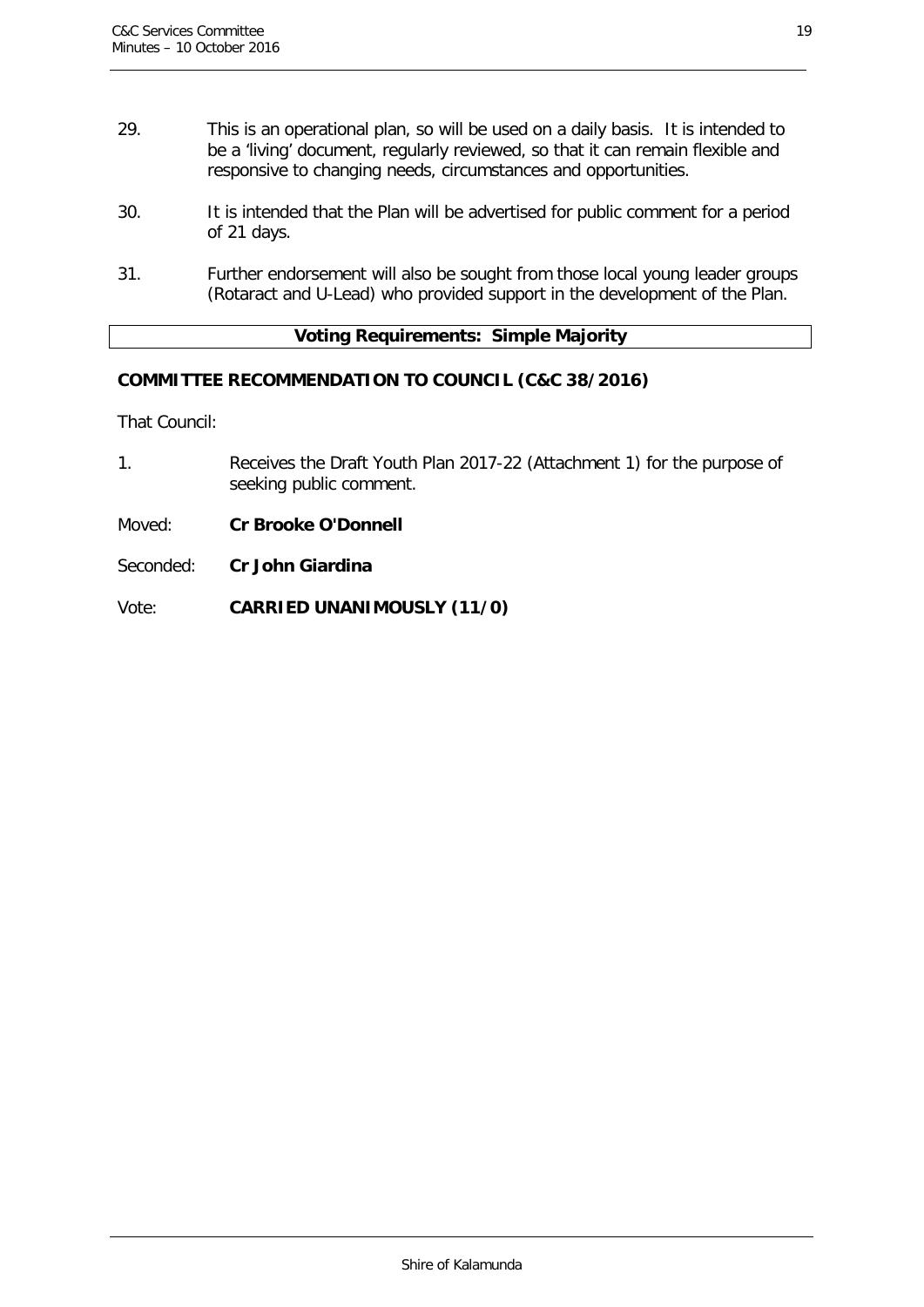29. This is an operational plan, so will be used on a daily basis. It is intended to be a 'living' document, regularly reviewed, so that it can remain flexible and responsive to changing needs, circumstances and opportunities.

30. It is intended that the Plan will be advertised for public comment for a period of 21 days.

31. Further endorsement will also be sought from those local young leader groups (Rotaract and U-Lead) who provided support in the development of the Plan.

| **Voting Requirements: Simple Majority** |
|---|

**COMMITTEE RECOMMENDATION TO COUNCIL (C&C 38/2016)**

That Council:

1. Receives the Draft Youth Plan 2017-22 (Attachment 1) for the purpose of seeking public comment.

Moved: **Cr Brooke O'Donnell**

Seconded: **Cr John Giardina**

Vote: **CARRIED UNANIMOUSLY (11/0)**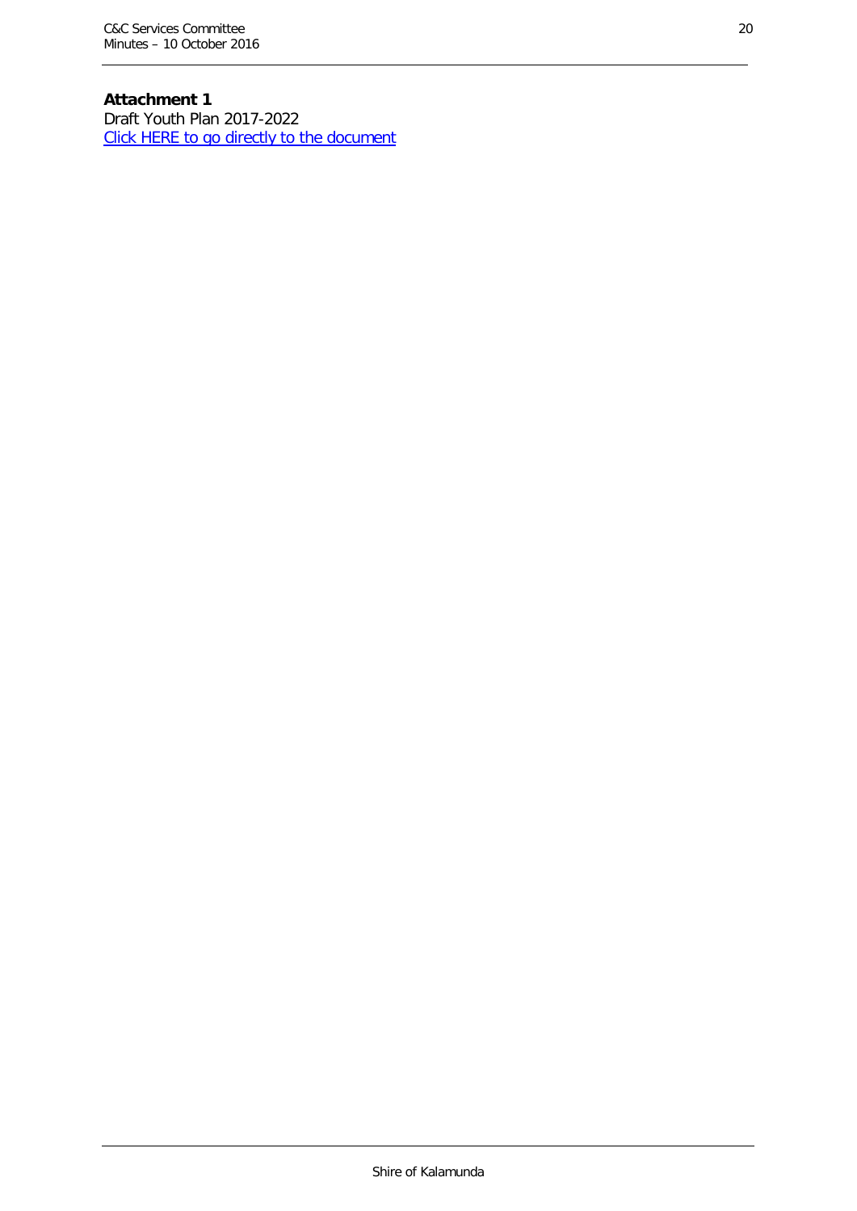**Attachment 1**
Draft Youth Plan 2017-2022
Click HERE to go directly to the document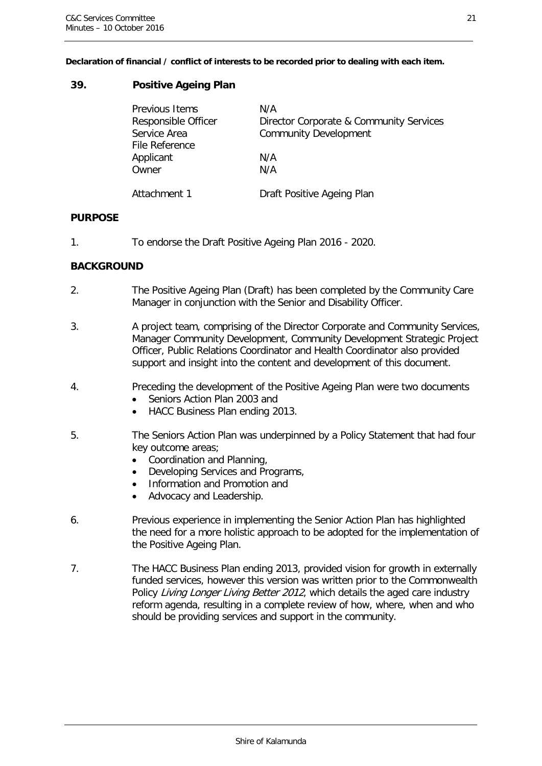**Declaration of financial / conflict of interests to be recorded prior to dealing with each item.**

## 39. Positive Ageing Plan

| | |
|---|---|
| Previous Items | N/A |
| Responsible Officer | Director Corporate & Community Services |
| Service Area | Community Development |
| File Reference | |
| Applicant | N/A |
| Owner | N/A |
| | |
| Attachment 1 | Draft Positive Ageing Plan |

### PURPOSE

1. To endorse the Draft Positive Ageing Plan 2016 - 2020.

### BACKGROUND

2. The Positive Ageing Plan (Draft) has been completed by the Community Care Manager in conjunction with the Senior and Disability Officer.

3. A project team, comprising of the Director Corporate and Community Services, Manager Community Development, Community Development Strategic Project Officer, Public Relations Coordinator and Health Coordinator also provided support and insight into the content and development of this document.

4. Preceding the development of the Positive Ageing Plan were two documents
   - Seniors Action Plan 2003 and
   - HACC Business Plan ending 2013.

5. The Seniors Action Plan was underpinned by a Policy Statement that had four key outcome areas;
   - Coordination and Planning,
   - Developing Services and Programs,
   - Information and Promotion and
   - Advocacy and Leadership.

6. Previous experience in implementing the Senior Action Plan has highlighted the need for a more holistic approach to be adopted for the implementation of the Positive Ageing Plan.

7. The HACC Business Plan ending 2013, provided vision for growth in externally funded services, however this version was written prior to the Commonwealth Policy *Living Longer Living Better 2012*, which details the aged care industry reform agenda, resulting in a complete review of how, where, when and who should be providing services and support in the community.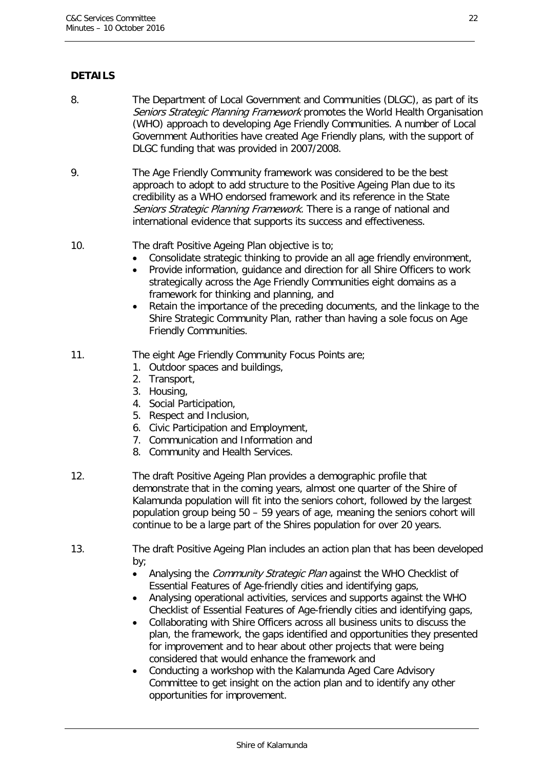**DETAILS**

8. The Department of Local Government and Communities (DLGC), as part of its *Seniors Strategic Planning Framework* promotes the World Health Organisation (WHO) approach to developing Age Friendly Communities. A number of Local Government Authorities have created Age Friendly plans, with the support of DLGC funding that was provided in 2007/2008.

9. The Age Friendly Community framework was considered to be the best approach to adopt to add structure to the Positive Ageing Plan due to its credibility as a WHO endorsed framework and its reference in the State *Seniors Strategic Planning Framework.* There is a range of national and international evidence that supports its success and effectiveness.

10. The draft Positive Ageing Plan objective is to;
    - Consolidate strategic thinking to provide an all age friendly environment,
    - Provide information, guidance and direction for all Shire Officers to work strategically across the Age Friendly Communities eight domains as a framework for thinking and planning, and
    - Retain the importance of the preceding documents, and the linkage to the Shire Strategic Community Plan, rather than having a sole focus on Age Friendly Communities.

11. The eight Age Friendly Community Focus Points are;
    1. Outdoor spaces and buildings,
    2. Transport,
    3. Housing,
    4. Social Participation,
    5. Respect and Inclusion,
    6. Civic Participation and Employment,
    7. Communication and Information and
    8. Community and Health Services.

12. The draft Positive Ageing Plan provides a demographic profile that demonstrate that in the coming years, almost one quarter of the Shire of Kalamunda population will fit into the seniors cohort, followed by the largest population group being 50 – 59 years of age, meaning the seniors cohort will continue to be a large part of the Shires population for over 20 years.

13. The draft Positive Ageing Plan includes an action plan that has been developed by;
    - Analysing the *Community Strategic Plan* against the WHO Checklist of Essential Features of Age-friendly cities and identifying gaps,
    - Analysing operational activities, services and supports against the WHO Checklist of Essential Features of Age-friendly cities and identifying gaps,
    - Collaborating with Shire Officers across all business units to discuss the plan, the framework, the gaps identified and opportunities they presented for improvement and to hear about other projects that were being considered that would enhance the framework and
    - Conducting a workshop with the Kalamunda Aged Care Advisory Committee to get insight on the action plan and to identify any other opportunities for improvement.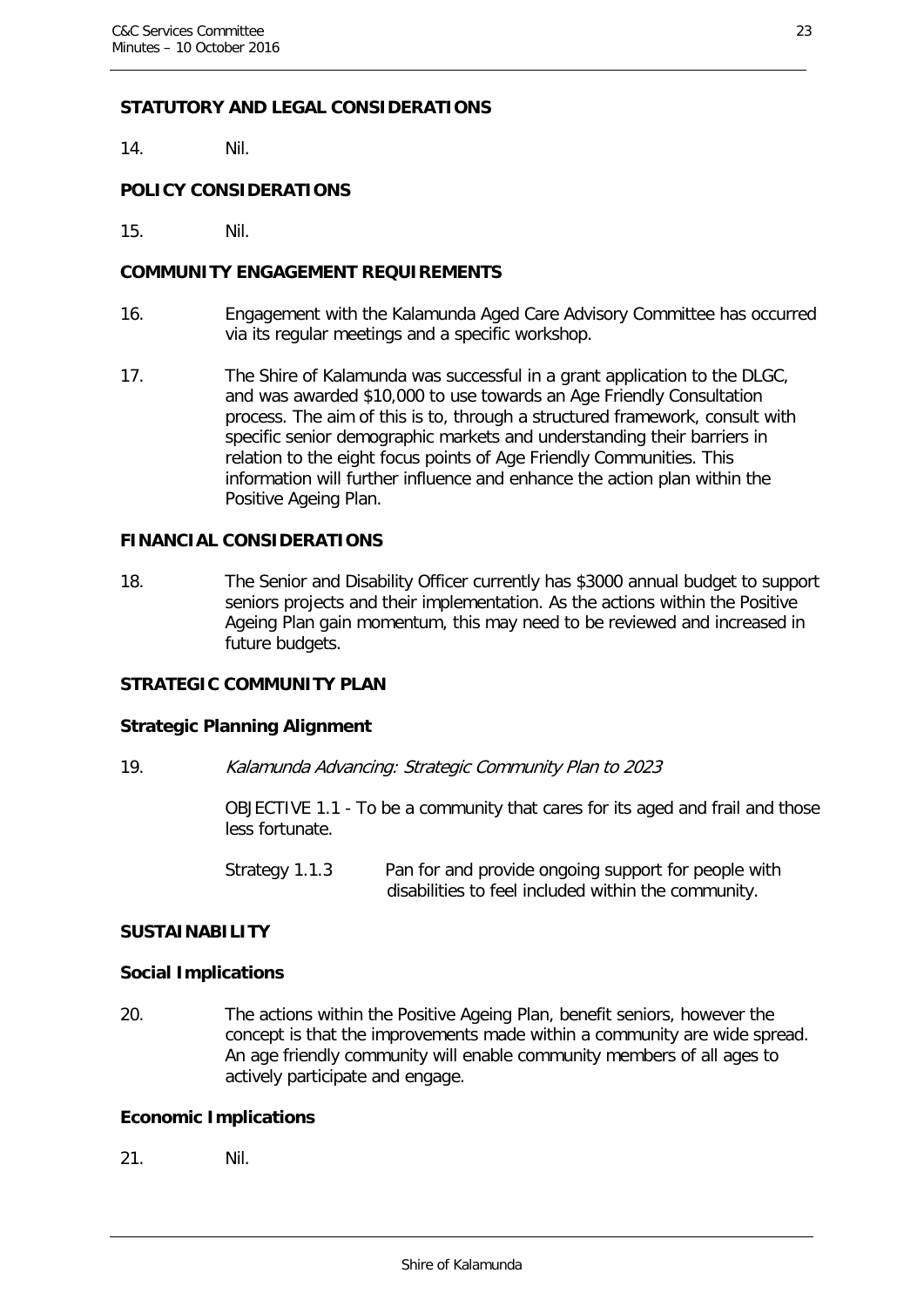**STATUTORY AND LEGAL CONSIDERATIONS**

14. Nil.

**POLICY CONSIDERATIONS**

15. Nil.

**COMMUNITY ENGAGEMENT REQUIREMENTS**

16. Engagement with the Kalamunda Aged Care Advisory Committee has occurred via its regular meetings and a specific workshop.

17. The Shire of Kalamunda was successful in a grant application to the DLGC, and was awarded $10,000 to use towards an Age Friendly Consultation process. The aim of this is to, through a structured framework, consult with specific senior demographic markets and understanding their barriers in relation to the eight focus points of Age Friendly Communities. This information will further influence and enhance the action plan within the Positive Ageing Plan.

**FINANCIAL CONSIDERATIONS**

18. The Senior and Disability Officer currently has $3000 annual budget to support seniors projects and their implementation. As the actions within the Positive Ageing Plan gain momentum, this may need to be reviewed and increased in future budgets.

**STRATEGIC COMMUNITY PLAN**

**Strategic Planning Alignment**

19. *Kalamunda Advancing: Strategic Community Plan to 2023*

OBJECTIVE 1.1 - To be a community that cares for its aged and frail and those less fortunate.

Strategy 1.1.3 Pan for and provide ongoing support for people with disabilities to feel included within the community.

**SUSTAINABILITY**

**Social Implications**

20. The actions within the Positive Ageing Plan, benefit seniors, however the concept is that the improvements made within a community are wide spread. An age friendly community will enable community members of all ages to actively participate and engage.

**Economic Implications**

21. Nil.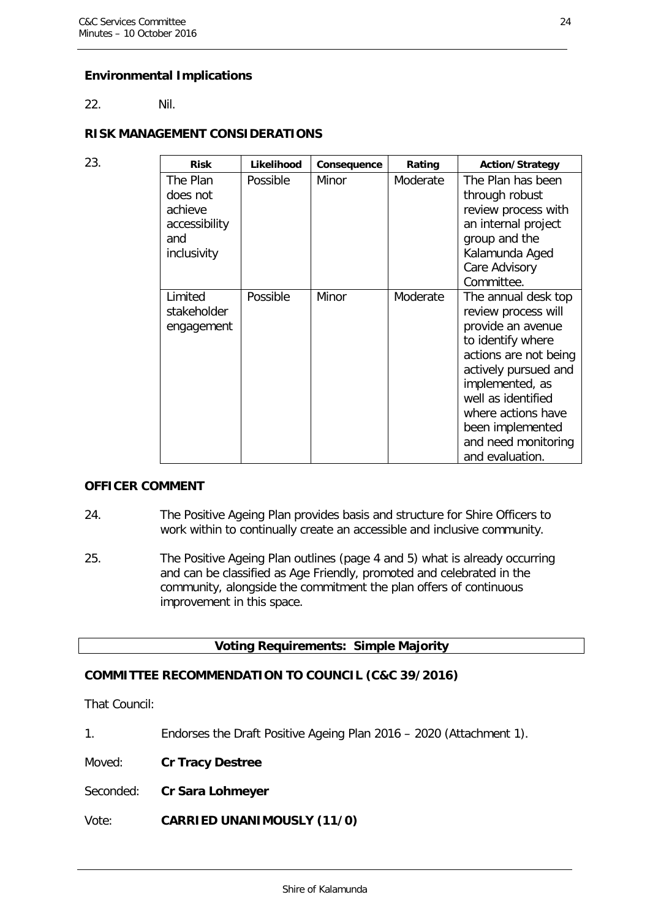### Environmental Implications

22. Nil.

### RISK MANAGEMENT CONSIDERATIONS

23.

| Risk | Likelihood | Consequence | Rating | Action/Strategy |
|---|---|---|---|---|
| The Plan does not achieve accessibility and inclusivity | Possible | Minor | Moderate | The Plan has been through robust review process with an internal project group and the Kalamunda Aged Care Advisory Committee. |
| Limited stakeholder engagement | Possible | Minor | Moderate | The annual desk top review process will provide an avenue to identify where actions are not being actively pursued and implemented, as well as identified where actions have been implemented and need monitoring and evaluation. |

### OFFICER COMMENT

24. The Positive Ageing Plan provides basis and structure for Shire Officers to work within to continually create an accessible and inclusive community.

25. The Positive Ageing Plan outlines (page 4 and 5) what is already occurring and can be classified as Age Friendly, promoted and celebrated in the community, alongside the commitment the plan offers of continuous improvement in this space.

**Voting Requirements: Simple Majority**

### COMMITTEE RECOMMENDATION TO COUNCIL (C&C 39/2016)

That Council:

1. Endorses the Draft Positive Ageing Plan 2016 – 2020 (Attachment 1).

Moved: **Cr Tracy Destree**

Seconded: **Cr Sara Lohmeyer**

Vote: **CARRIED UNANIMOUSLY (11/0)**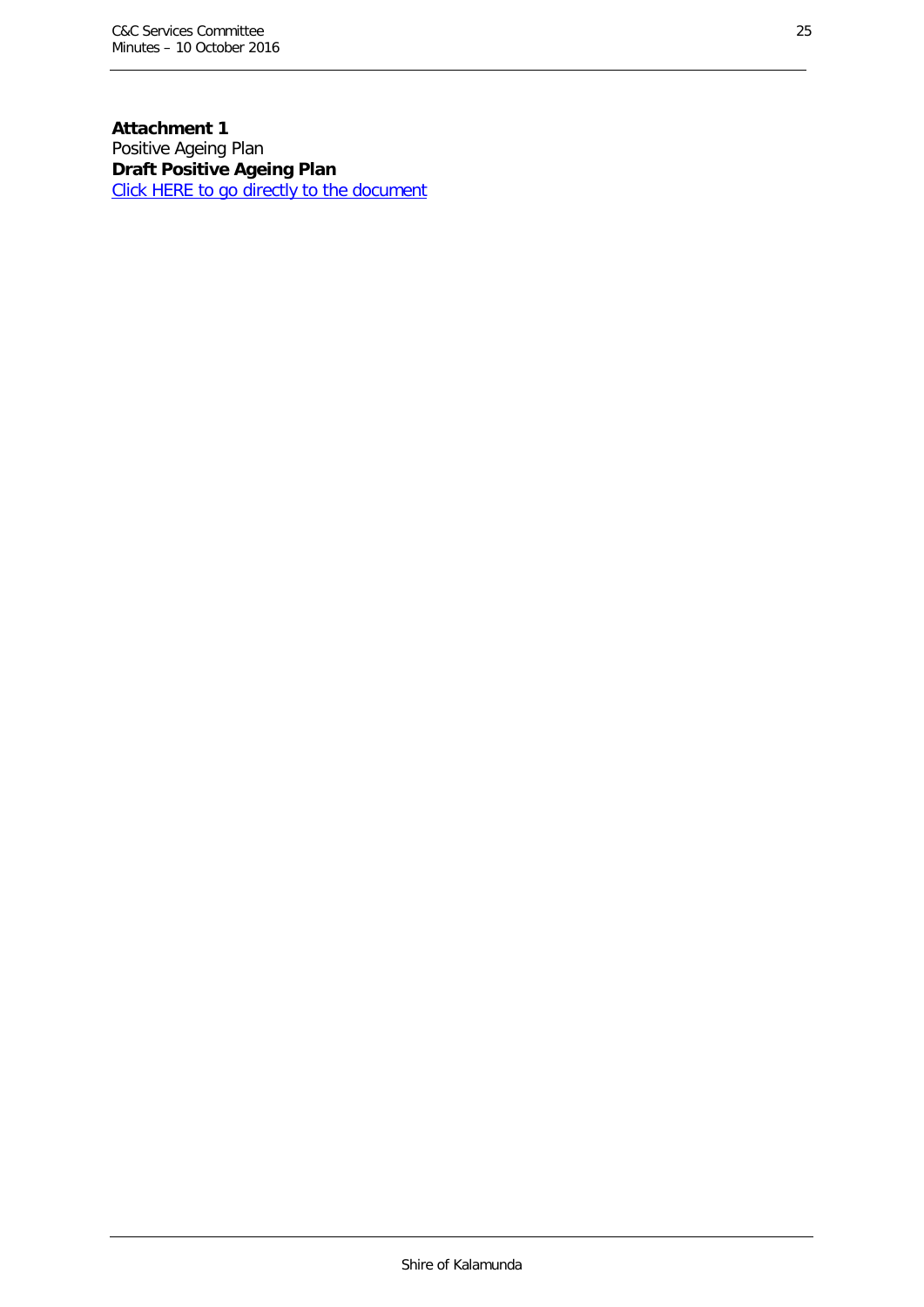**Attachment 1**
Positive Ageing Plan
**Draft Positive Ageing Plan**
Click HERE to go directly to the document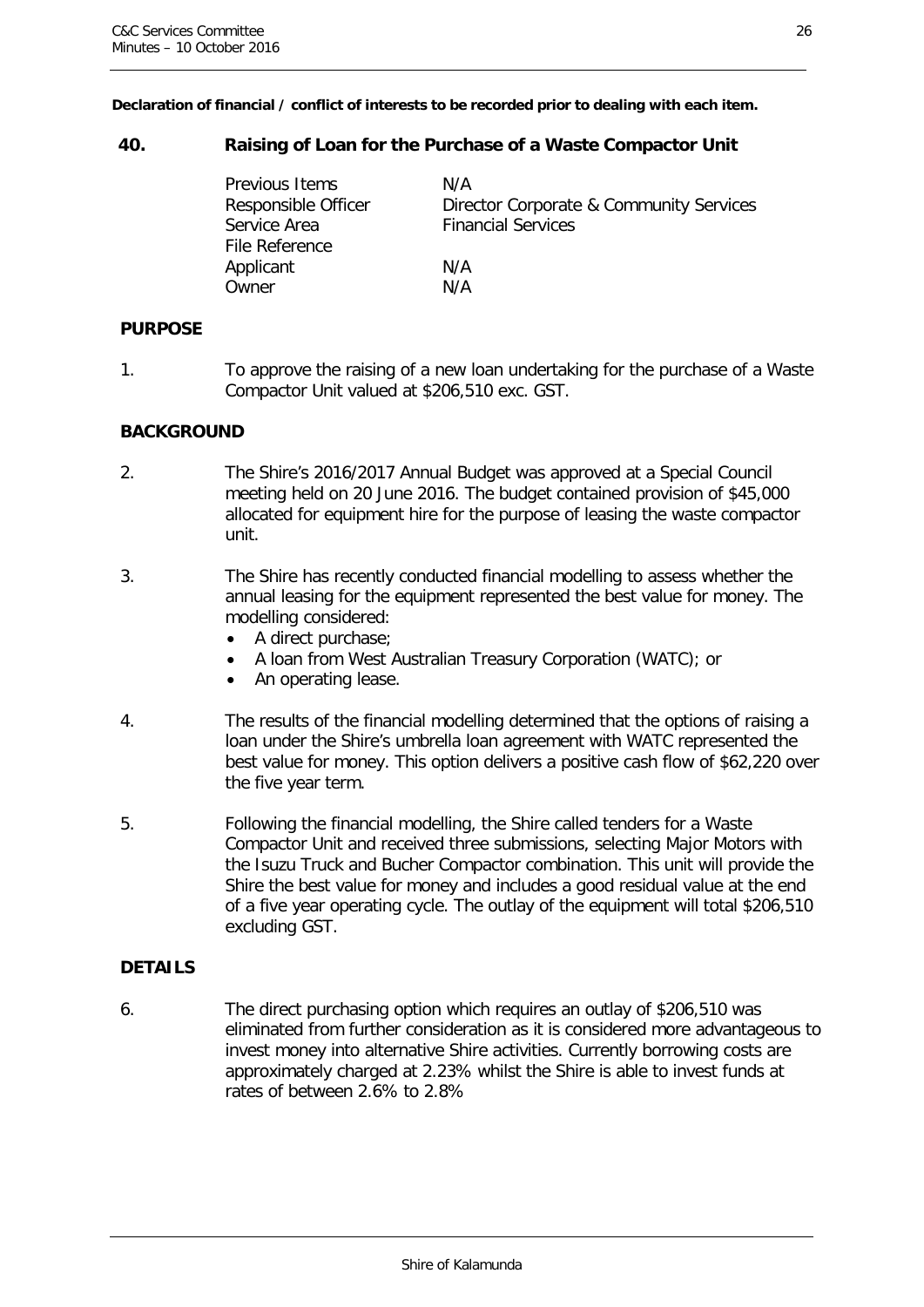**Declaration of financial / conflict of interests to be recorded prior to dealing with each item.**

## 40. Raising of Loan for the Purchase of a Waste Compactor Unit

| | |
|---|---|
| Previous Items | N/A |
| Responsible Officer | Director Corporate & Community Services |
| Service Area | Financial Services |
| File Reference | |
| Applicant | N/A |
| Owner | N/A |

### PURPOSE

1. To approve the raising of a new loan undertaking for the purchase of a Waste Compactor Unit valued at $206,510 exc. GST.

### BACKGROUND

2. The Shire's 2016/2017 Annual Budget was approved at a Special Council meeting held on 20 June 2016. The budget contained provision of $45,000 allocated for equipment hire for the purpose of leasing the waste compactor unit.

3. The Shire has recently conducted financial modelling to assess whether the annual leasing for the equipment represented the best value for money. The modelling considered:
   - A direct purchase;
   - A loan from West Australian Treasury Corporation (WATC); or
   - An operating lease.

4. The results of the financial modelling determined that the options of raising a loan under the Shire's umbrella loan agreement with WATC represented the best value for money. This option delivers a positive cash flow of $62,220 over the five year term.

5. Following the financial modelling, the Shire called tenders for a Waste Compactor Unit and received three submissions, selecting Major Motors with the Isuzu Truck and Bucher Compactor combination. This unit will provide the Shire the best value for money and includes a good residual value at the end of a five year operating cycle. The outlay of the equipment will total $206,510 excluding GST.

### DETAILS

6. The direct purchasing option which requires an outlay of $206,510 was eliminated from further consideration as it is considered more advantageous to invest money into alternative Shire activities. Currently borrowing costs are approximately charged at 2.23% whilst the Shire is able to invest funds at rates of between 2.6% to 2.8%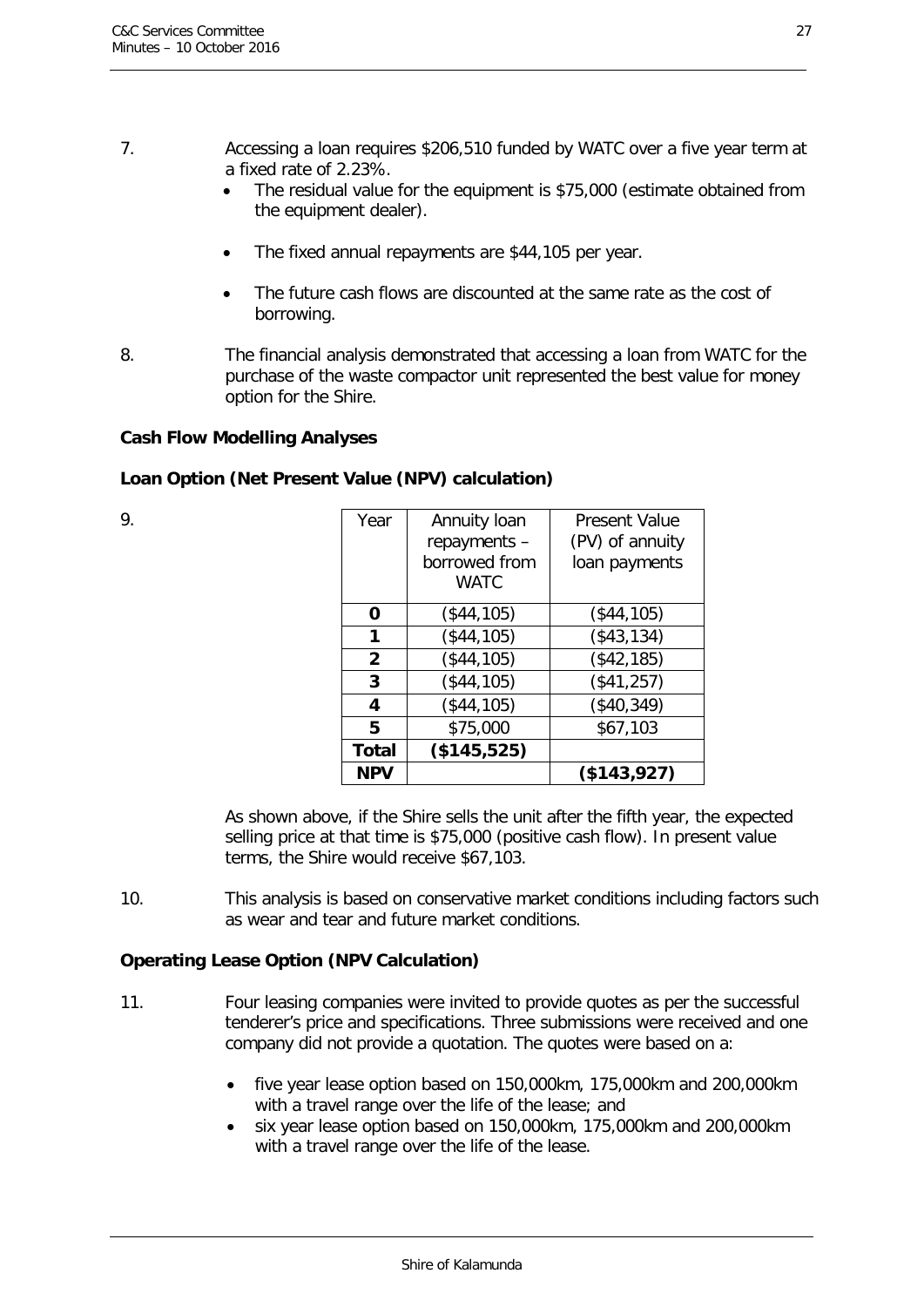7. Accessing a loan requires $206,510 funded by WATC over a five year term at a fixed rate of 2.23%.
   - The residual value for the equipment is $75,000 (estimate obtained from the equipment dealer).
   - The fixed annual repayments are $44,105 per year.
   - The future cash flows are discounted at the same rate as the cost of borrowing.

8. The financial analysis demonstrated that accessing a loan from WATC for the purchase of the waste compactor unit represented the best value for money option for the Shire.

**Cash Flow Modelling Analyses**

**Loan Option (Net Present Value (NPV) calculation)**

9.

| Year | Annuity loan repayments – borrowed from WATC | Present Value (PV) of annuity loan payments |
|---|---|---|
| **0** | ($44,105) | ($44,105) |
| **1** | ($44,105) | ($43,134) |
| **2** | ($44,105) | ($42,185) |
| **3** | ($44,105) | ($41,257) |
| **4** | ($44,105) | ($40,349) |
| **5** | $75,000 | $67,103 |
| **Total** | **($145,525)** | |
| **NPV** | | **($143,927)** |

As shown above, if the Shire sells the unit after the fifth year, the expected selling price at that time is $75,000 (positive cash flow). In present value terms, the Shire would receive $67,103.

10. This analysis is based on conservative market conditions including factors such as wear and tear and future market conditions.

**Operating Lease Option (NPV Calculation)**

11. Four leasing companies were invited to provide quotes as per the successful tenderer's price and specifications. Three submissions were received and one company did not provide a quotation. The quotes were based on a:
    - five year lease option based on 150,000km, 175,000km and 200,000km with a travel range over the life of the lease; and
    - six year lease option based on 150,000km, 175,000km and 200,000km with a travel range over the life of the lease.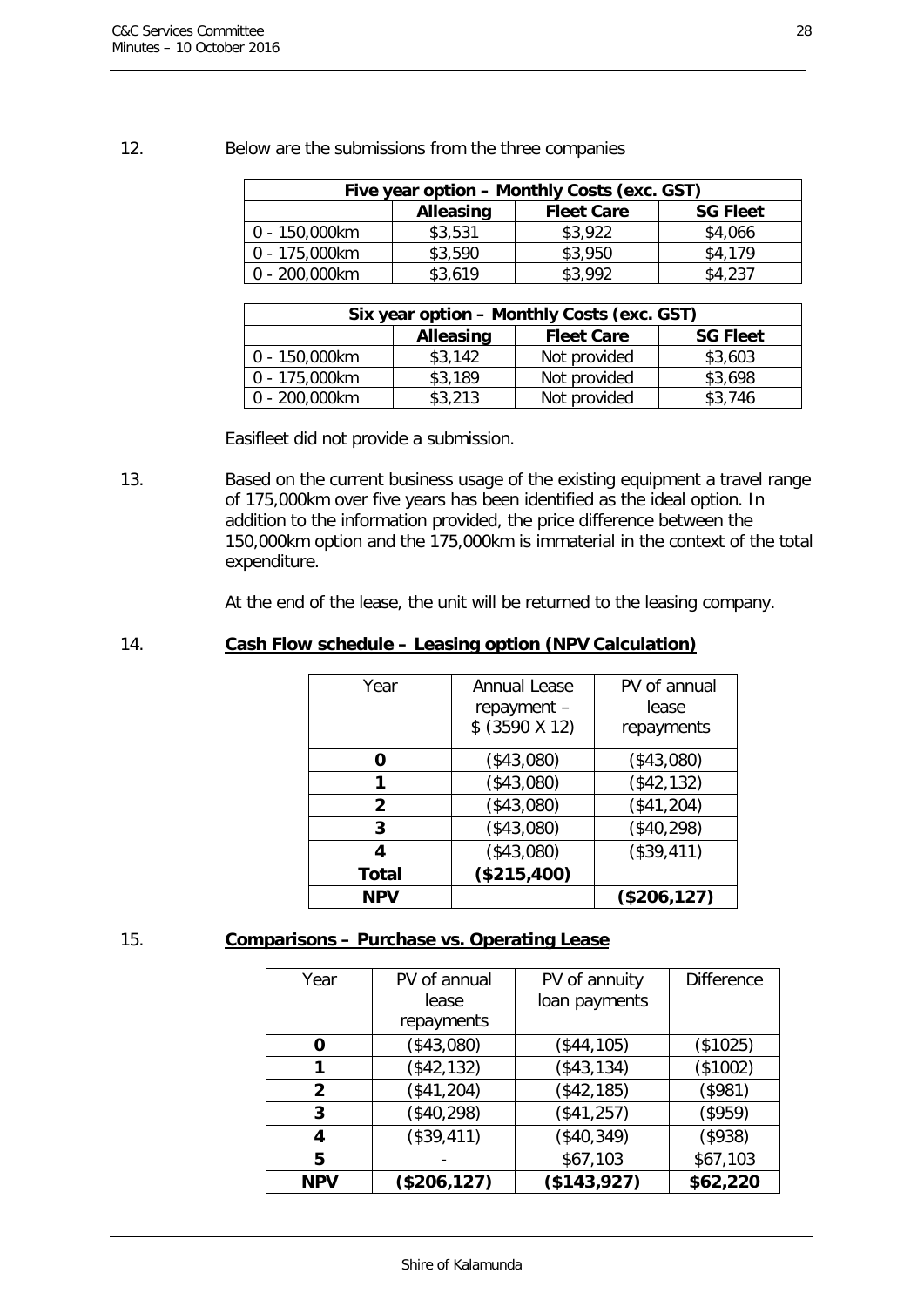12. Below are the submissions from the three companies

| Five year option – Monthly Costs (exc. GST) | | | |
|---|---|---|---|
| | **Alleasing** | **Fleet Care** | **SG Fleet** |
| 0 - 150,000km | $3,531 | $3,922 | $4,066 |
| 0 - 175,000km | $3,590 | $3,950 | $4,179 |
| 0 - 200,000km | $3,619 | $3,992 | $4,237 |

| Six year option – Monthly Costs (exc. GST) | | | |
|---|---|---|---|
| | **Alleasing** | **Fleet Care** | **SG Fleet** |
| 0 - 150,000km | $3,142 | Not provided | $3,603 |
| 0 - 175,000km | $3,189 | Not provided | $3,698 |
| 0 - 200,000km | $3,213 | Not provided | $3,746 |

Easifleet did not provide a submission.

13. Based on the current business usage of the existing equipment a travel range of 175,000km over five years has been identified as the ideal option. In addition to the information provided, the price difference between the 150,000km option and the 175,000km is immaterial in the context of the total expenditure.

At the end of the lease, the unit will be returned to the leasing company.

14. **Cash Flow schedule – Leasing option (NPV Calculation)**

| Year | Annual Lease repayment – $ (3590 X 12) | PV of annual lease repayments |
|---|---|---|
| **0** | ($43,080) | ($43,080) |
| **1** | ($43,080) | ($42,132) |
| **2** | ($43,080) | ($41,204) |
| **3** | ($43,080) | ($40,298) |
| **4** | ($43,080) | ($39,411) |
| **Total** | **($215,400)** | |
| **NPV** | | **($206,127)** |

15. **Comparisons – Purchase vs. Operating Lease**

| Year | PV of annual lease repayments | PV of annuity loan payments | Difference |
|---|---|---|---|
| **0** | ($43,080) | ($44,105) | ($1025) |
| **1** | ($42,132) | ($43,134) | ($1002) |
| **2** | ($41,204) | ($42,185) | ($981) |
| **3** | ($40,298) | ($41,257) | ($959) |
| **4** | ($39,411) | ($40,349) | ($938) |
| **5** | - | $67,103 | $67,103 |
| **NPV** | **($206,127)** | **($143,927)** | **$62,220** |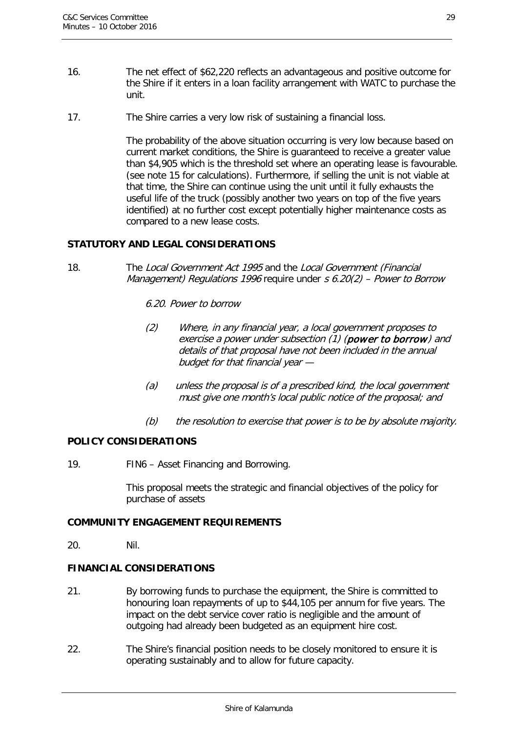16. The net effect of $62,220 reflects an advantageous and positive outcome for the Shire if it enters in a loan facility arrangement with WATC to purchase the unit.

17. The Shire carries a very low risk of sustaining a financial loss.

    The probability of the above situation occurring is very low because based on current market conditions, the Shire is guaranteed to receive a greater value than $4,905 which is the threshold set where an operating lease is favourable. (see note 15 for calculations). Furthermore, if selling the unit is not viable at that time, the Shire can continue using the unit until it fully exhausts the useful life of the truck (possibly another two years on top of the five years identified) at no further cost except potentially higher maintenance costs as compared to a new lease costs.

**STATUTORY AND LEGAL CONSIDERATIONS**

18. The *Local Government Act 1995* and the *Local Government (Financial Management) Regulations 1996* require under *s 6.20(2) – Power to Borrow*

    *6.20. Power to borrow*

    *(2) Where, in any financial year, a local government proposes to exercise a power under subsection (1) (**power to borrow**) and details of that proposal have not been included in the annual budget for that financial year —*

    *(a) unless the proposal is of a prescribed kind, the local government must give one month's local public notice of the proposal; and*

    *(b) the resolution to exercise that power is to be by absolute majority.*

**POLICY CONSIDERATIONS**

19. FIN6 – Asset Financing and Borrowing.

    This proposal meets the strategic and financial objectives of the policy for purchase of assets

**COMMUNITY ENGAGEMENT REQUIREMENTS**

20. Nil.

**FINANCIAL CONSIDERATIONS**

21. By borrowing funds to purchase the equipment, the Shire is committed to honouring loan repayments of up to $44,105 per annum for five years. The impact on the debt service cover ratio is negligible and the amount of outgoing had already been budgeted as an equipment hire cost.

22. The Shire's financial position needs to be closely monitored to ensure it is operating sustainably and to allow for future capacity.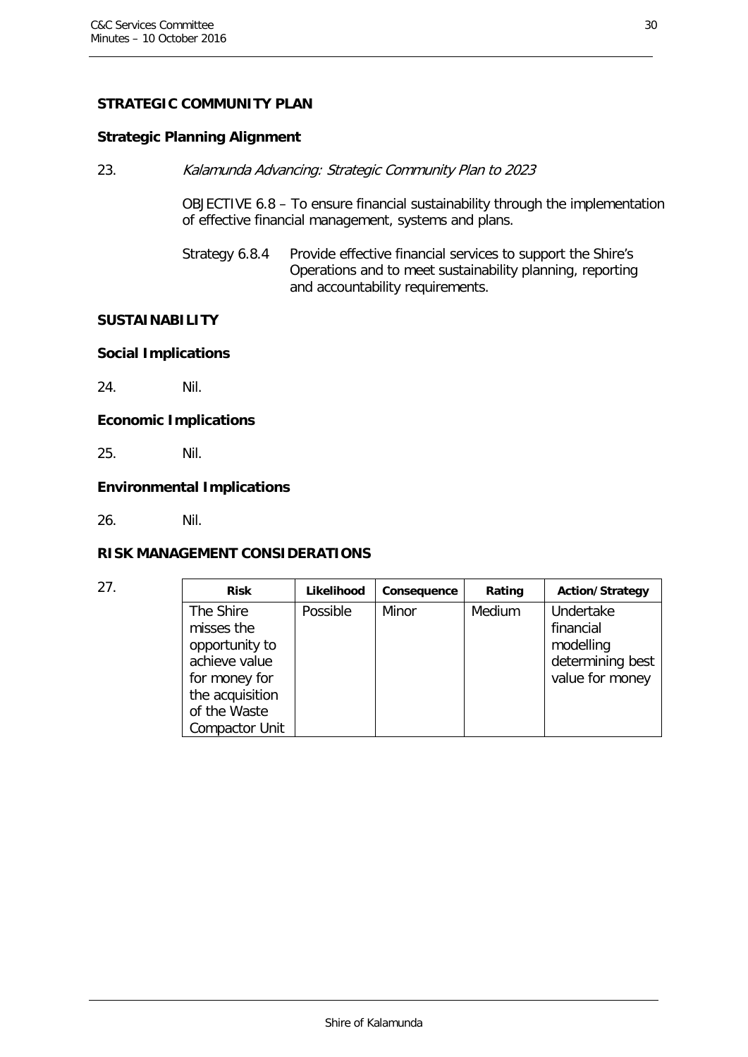## STRATEGIC COMMUNITY PLAN

### Strategic Planning Alignment

23. *Kalamunda Advancing: Strategic Community Plan to 2023*

    OBJECTIVE 6.8 – To ensure financial sustainability through the implementation of effective financial management, systems and plans.

    Strategy 6.8.4 Provide effective financial services to support the Shire's Operations and to meet sustainability planning, reporting and accountability requirements.

## SUSTAINABILITY

### Social Implications

24. Nil.

### Economic Implications

25. Nil.

### Environmental Implications

26. Nil.

## RISK MANAGEMENT CONSIDERATIONS

27.

| Risk | Likelihood | Consequence | Rating | Action/Strategy |
|---|---|---|---|---|
| The Shire misses the opportunity to achieve value for money for the acquisition of the Waste Compactor Unit | Possible | Minor | Medium | Undertake financial modelling determining best value for money |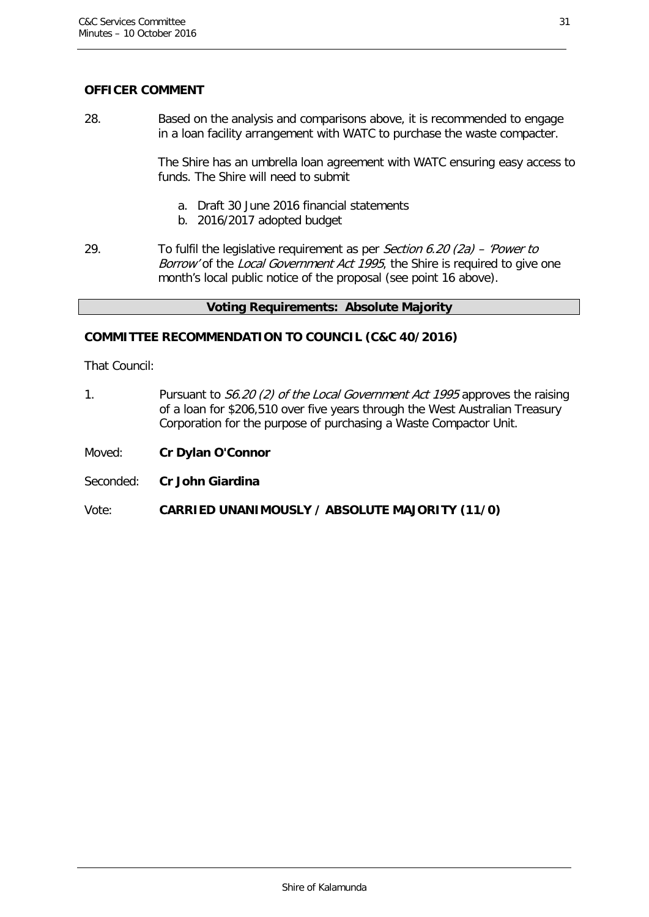### OFFICER COMMENT

28. Based on the analysis and comparisons above, it is recommended to engage in a loan facility arrangement with WATC to purchase the waste compacter.

    The Shire has an umbrella loan agreement with WATC ensuring easy access to funds. The Shire will need to submit

    a. Draft 30 June 2016 financial statements
    b. 2016/2017 adopted budget

29. To fulfil the legislative requirement as per *Section 6.20 (2a) – 'Power to Borrow'* of the *Local Government Act 1995*, the Shire is required to give one month's local public notice of the proposal (see point 16 above).

**Voting Requirements: Absolute Majority**

### COMMITTEE RECOMMENDATION TO COUNCIL (C&C 40/2016)

That Council:

1. Pursuant to *S6.20 (2) of the Local Government Act 1995* approves the raising of a loan for $206,510 over five years through the West Australian Treasury Corporation for the purpose of purchasing a Waste Compactor Unit.

Moved: **Cr Dylan O'Connor**

Seconded: **Cr John Giardina**

Vote: **CARRIED UNANIMOUSLY / ABSOLUTE MAJORITY (11/0)**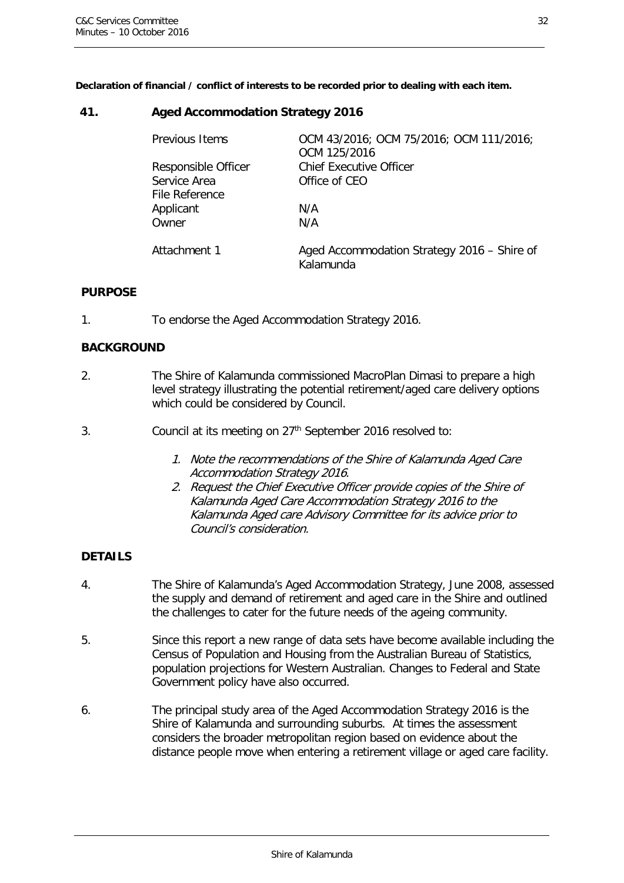**Declaration of financial / conflict of interests to be recorded prior to dealing with each item.**

## 41. Aged Accommodation Strategy 2016

| | |
|---|---|
| Previous Items | OCM 43/2016; OCM 75/2016; OCM 111/2016; OCM 125/2016 |
| Responsible Officer | Chief Executive Officer |
| Service Area | Office of CEO |
| File Reference | |
| Applicant | N/A |
| Owner | N/A |
| Attachment 1 | Aged Accommodation Strategy 2016 – Shire of Kalamunda |

### PURPOSE

1. To endorse the Aged Accommodation Strategy 2016.

### BACKGROUND

2. The Shire of Kalamunda commissioned MacroPlan Dimasi to prepare a high level strategy illustrating the potential retirement/aged care delivery options which could be considered by Council.

3. Council at its meeting on 27th September 2016 resolved to:

   1. *Note the recommendations of the Shire of Kalamunda Aged Care Accommodation Strategy 2016.*
   2. *Request the Chief Executive Officer provide copies of the Shire of Kalamunda Aged Care Accommodation Strategy 2016 to the Kalamunda Aged care Advisory Committee for its advice prior to Council's consideration.*

### DETAILS

4. The Shire of Kalamunda's Aged Accommodation Strategy, June 2008, assessed the supply and demand of retirement and aged care in the Shire and outlined the challenges to cater for the future needs of the ageing community.

5. Since this report a new range of data sets have become available including the Census of Population and Housing from the Australian Bureau of Statistics, population projections for Western Australian. Changes to Federal and State Government policy have also occurred.

6. The principal study area of the Aged Accommodation Strategy 2016 is the Shire of Kalamunda and surrounding suburbs. At times the assessment considers the broader metropolitan region based on evidence about the distance people move when entering a retirement village or aged care facility.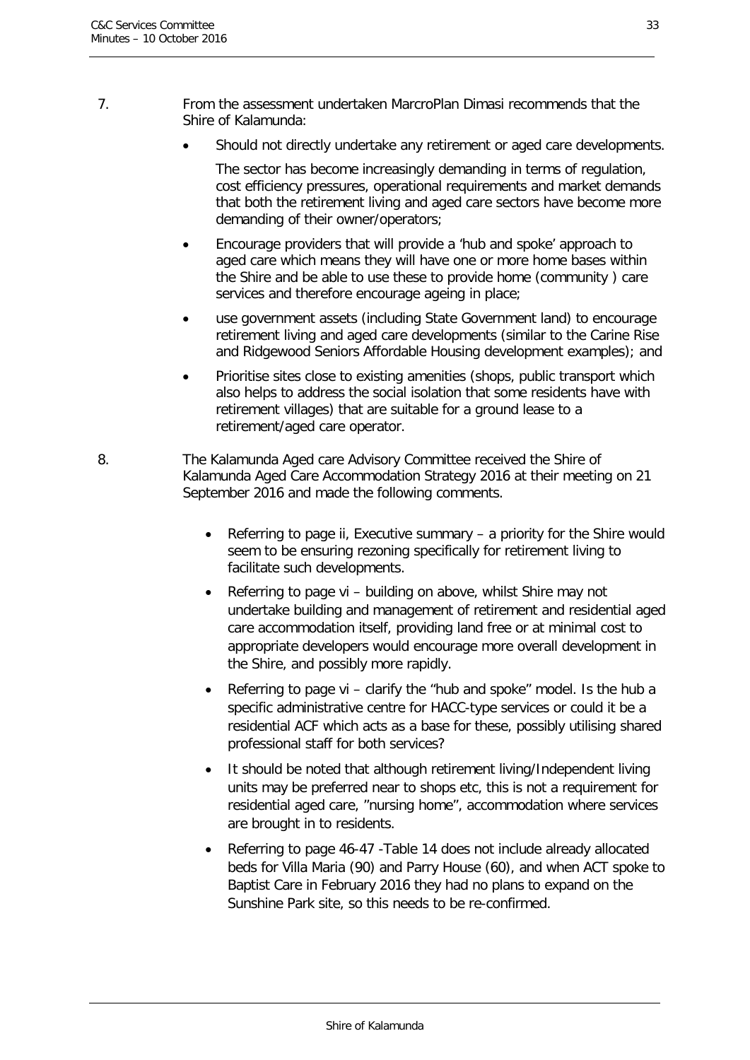7. From the assessment undertaken MarcroPlan Dimasi recommends that the Shire of Kalamunda:

   - Should not directly undertake any retirement or aged care developments.

     The sector has become increasingly demanding in terms of regulation, cost efficiency pressures, operational requirements and market demands that both the retirement living and aged care sectors have become more demanding of their owner/operators;

   - Encourage providers that will provide a 'hub and spoke' approach to aged care which means they will have one or more home bases within the Shire and be able to use these to provide home (community ) care services and therefore encourage ageing in place;
   - use government assets (including State Government land) to encourage retirement living and aged care developments (similar to the Carine Rise and Ridgewood Seniors Affordable Housing development examples); and
   - Prioritise sites close to existing amenities (shops, public transport which also helps to address the social isolation that some residents have with retirement villages) that are suitable for a ground lease to a retirement/aged care operator.

8. The Kalamunda Aged care Advisory Committee received the Shire of Kalamunda Aged Care Accommodation Strategy 2016 at their meeting on 21 September 2016 and made the following comments.

   - Referring to page ii, Executive summary – a priority for the Shire would seem to be ensuring rezoning specifically for retirement living to facilitate such developments.
   - Referring to page vi – building on above, whilst Shire may not undertake building and management of retirement and residential aged care accommodation itself, providing land free or at minimal cost to appropriate developers would encourage more overall development in the Shire, and possibly more rapidly.
   - Referring to page vi – clarify the "hub and spoke" model. Is the hub a specific administrative centre for HACC-type services or could it be a residential ACF which acts as a base for these, possibly utilising shared professional staff for both services?
   - It should be noted that although retirement living/Independent living units may be preferred near to shops etc, this is not a requirement for residential aged care, "nursing home", accommodation where services are brought in to residents.
   - Referring to page 46-47 -Table 14 does not include already allocated beds for Villa Maria (90) and Parry House (60), and when ACT spoke to Baptist Care in February 2016 they had no plans to expand on the Sunshine Park site, so this needs to be re-confirmed.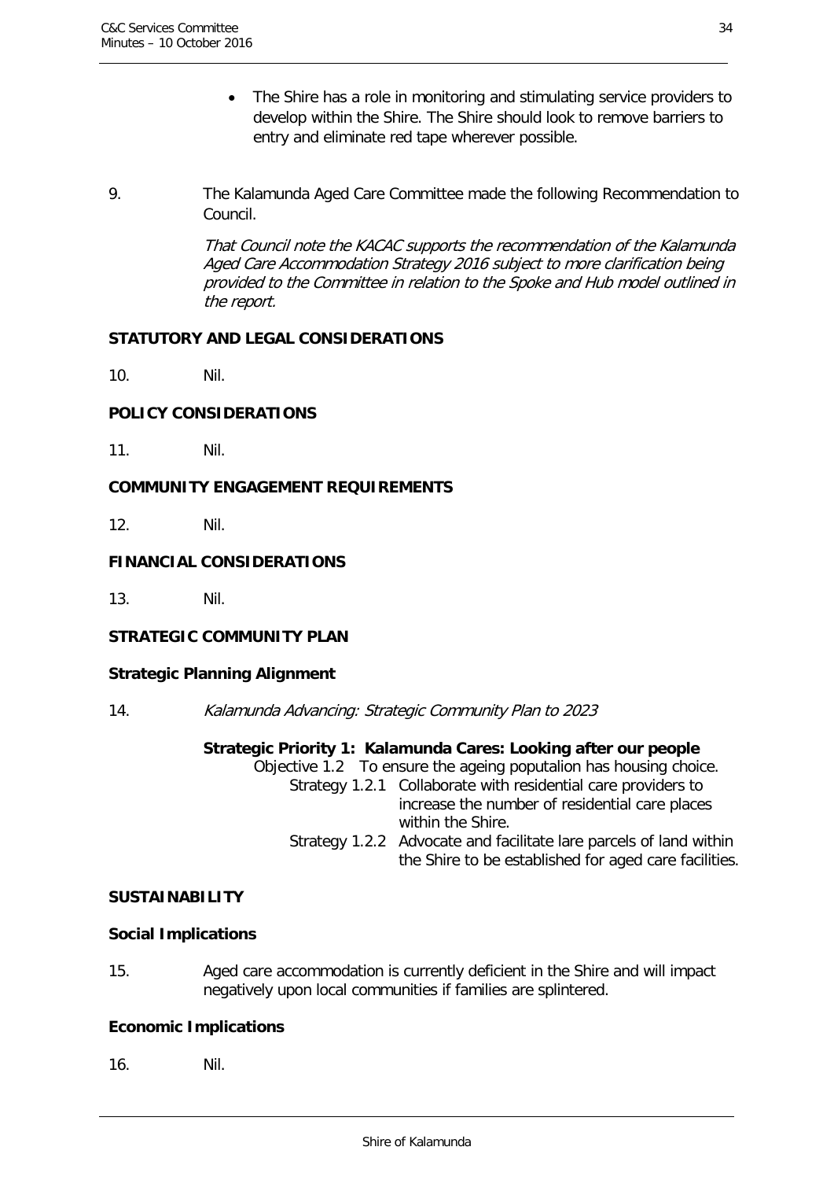- The Shire has a role in monitoring and stimulating service providers to develop within the Shire. The Shire should look to remove barriers to entry and eliminate red tape wherever possible.

9. The Kalamunda Aged Care Committee made the following Recommendation to Council.

   *That Council note the KACAC supports the recommendation of the Kalamunda Aged Care Accommodation Strategy 2016 subject to more clarification being provided to the Committee in relation to the Spoke and Hub model outlined in the report.*

**STATUTORY AND LEGAL CONSIDERATIONS**

10. Nil.

**POLICY CONSIDERATIONS**

11. Nil.

**COMMUNITY ENGAGEMENT REQUIREMENTS**

12. Nil.

**FINANCIAL CONSIDERATIONS**

13. Nil.

**STRATEGIC COMMUNITY PLAN**

**Strategic Planning Alignment**

14. *Kalamunda Advancing: Strategic Community Plan to 2023*

   **Strategic Priority 1: Kalamunda Cares: Looking after our people**

   Objective 1.2 To ensure the ageing poputalion has housing choice.

   Strategy 1.2.1 Collaborate with residential care providers to increase the number of residential care places within the Shire.

   Strategy 1.2.2 Advocate and facilitate lare parcels of land within the Shire to be established for aged care facilities.

**SUSTAINABILITY**

**Social Implications**

15. Aged care accommodation is currently deficient in the Shire and will impact negatively upon local communities if families are splintered.

**Economic Implications**

16. Nil.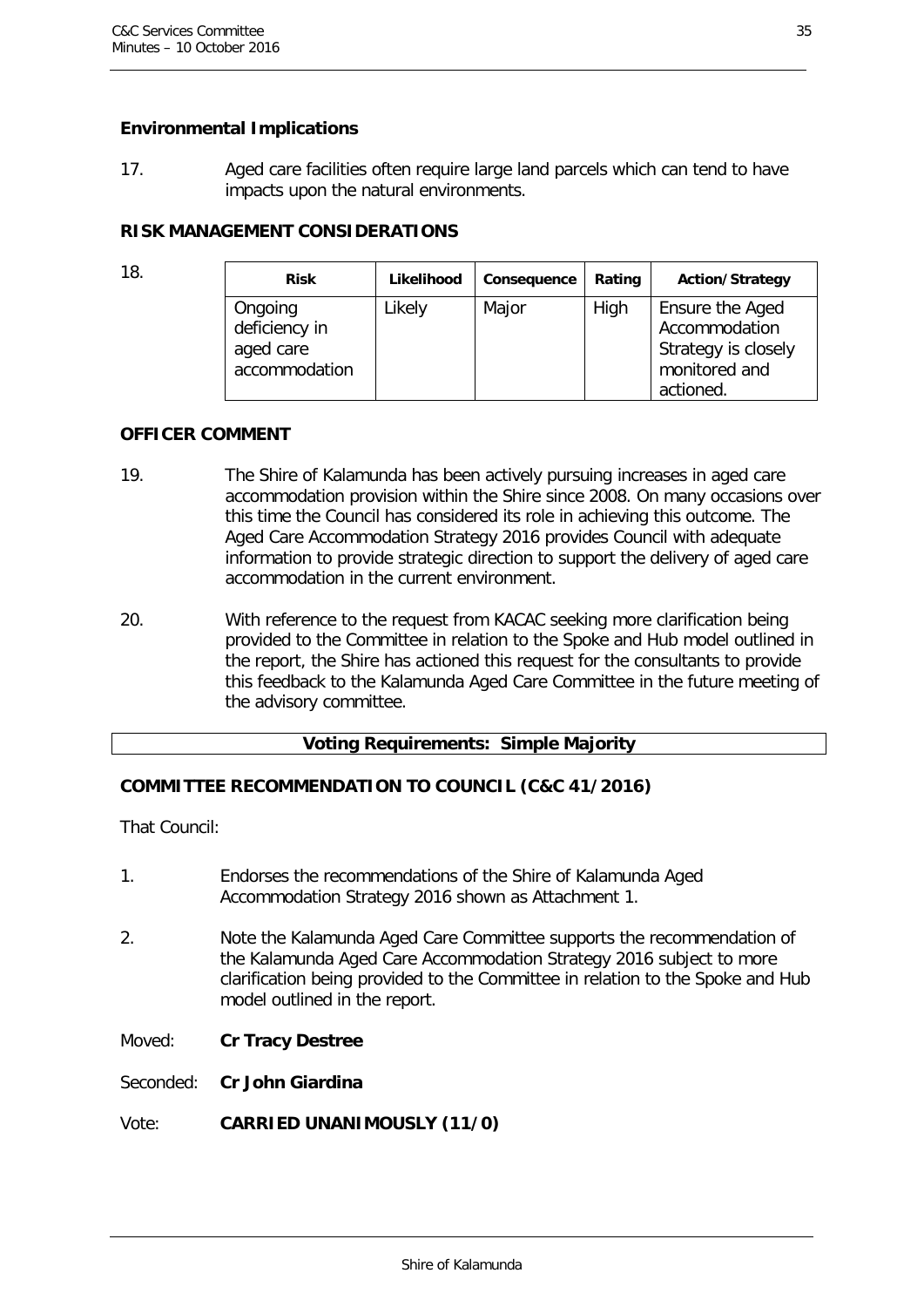### Environmental Implications

17. Aged care facilities often require large land parcels which can tend to have impacts upon the natural environments.

### RISK MANAGEMENT CONSIDERATIONS

18.

| Risk | Likelihood | Consequence | Rating | Action/Strategy |
|---|---|---|---|---|
| Ongoing deficiency in aged care accommodation | Likely | Major | High | Ensure the Aged Accommodation Strategy is closely monitored and actioned. |

### OFFICER COMMENT

19. The Shire of Kalamunda has been actively pursuing increases in aged care accommodation provision within the Shire since 2008. On many occasions over this time the Council has considered its role in achieving this outcome. The Aged Care Accommodation Strategy 2016 provides Council with adequate information to provide strategic direction to support the delivery of aged care accommodation in the current environment.

20. With reference to the request from KACAC seeking more clarification being provided to the Committee in relation to the Spoke and Hub model outlined in the report, the Shire has actioned this request for the consultants to provide this feedback to the Kalamunda Aged Care Committee in the future meeting of the advisory committee.

**Voting Requirements: Simple Majority**

### COMMITTEE RECOMMENDATION TO COUNCIL (C&C 41/2016)

That Council:

1. Endorses the recommendations of the Shire of Kalamunda Aged Accommodation Strategy 2016 shown as Attachment 1.

2. Note the Kalamunda Aged Care Committee supports the recommendation of the Kalamunda Aged Care Accommodation Strategy 2016 subject to more clarification being provided to the Committee in relation to the Spoke and Hub model outlined in the report.

Moved: **Cr Tracy Destree**

Seconded: **Cr John Giardina**

Vote: **CARRIED UNANIMOUSLY (11/0)**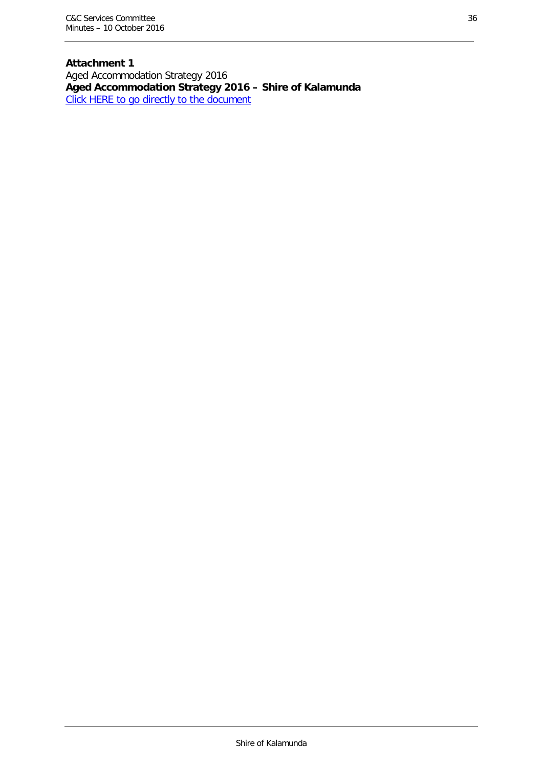**Attachment 1**

Aged Accommodation Strategy 2016

**Aged Accommodation Strategy 2016 – Shire of Kalamunda**

Click HERE to go directly to the document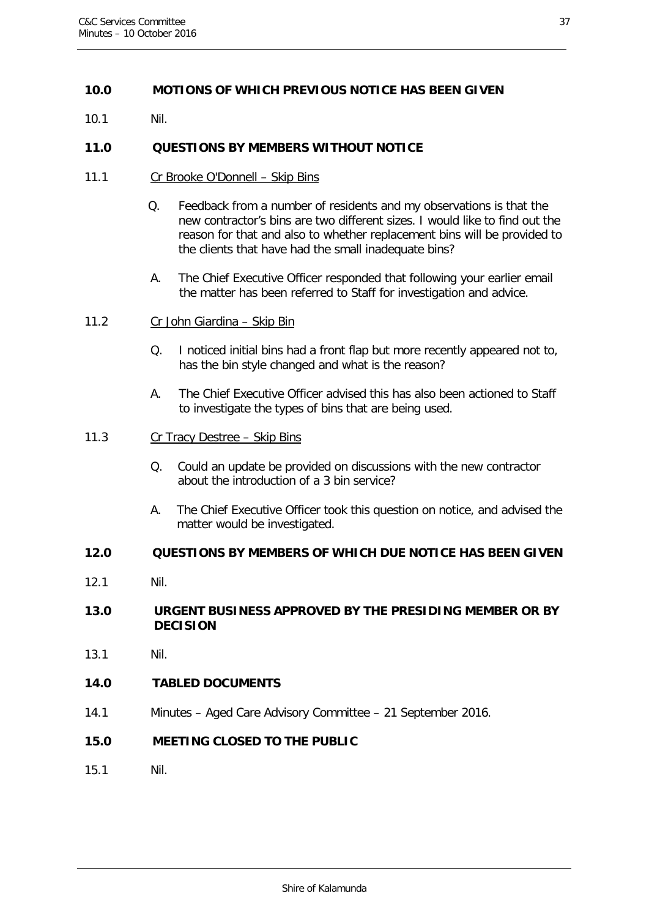## 10.0 MOTIONS OF WHICH PREVIOUS NOTICE HAS BEEN GIVEN

10.1 Nil.

## 11.0 QUESTIONS BY MEMBERS WITHOUT NOTICE

11.1 Cr Brooke O'Donnell – Skip Bins

Q. Feedback from a number of residents and my observations is that the new contractor's bins are two different sizes. I would like to find out the reason for that and also to whether replacement bins will be provided to the clients that have had the small inadequate bins?

A. The Chief Executive Officer responded that following your earlier email the matter has been referred to Staff for investigation and advice.

11.2 Cr John Giardina – Skip Bin

Q. I noticed initial bins had a front flap but more recently appeared not to, has the bin style changed and what is the reason?

A. The Chief Executive Officer advised this has also been actioned to Staff to investigate the types of bins that are being used.

11.3 Cr Tracy Destree – Skip Bins

Q. Could an update be provided on discussions with the new contractor about the introduction of a 3 bin service?

A. The Chief Executive Officer took this question on notice, and advised the matter would be investigated.

## 12.0 QUESTIONS BY MEMBERS OF WHICH DUE NOTICE HAS BEEN GIVEN

12.1 Nil.

## 13.0 URGENT BUSINESS APPROVED BY THE PRESIDING MEMBER OR BY DECISION

13.1 Nil.

## 14.0 TABLED DOCUMENTS

14.1 Minutes – Aged Care Advisory Committee – 21 September 2016.

## 15.0 MEETING CLOSED TO THE PUBLIC

15.1 Nil.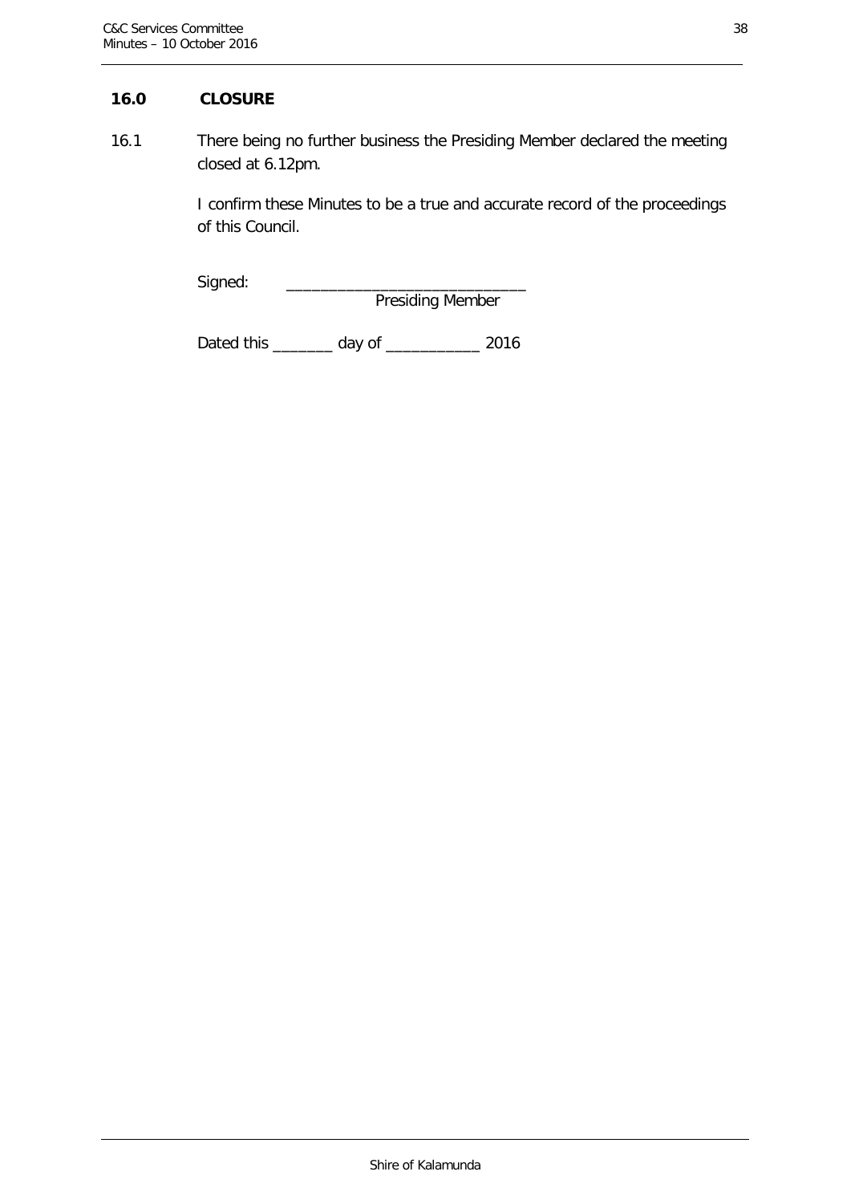## 16.0 CLOSURE

16.1 There being no further business the Presiding Member declared the meeting closed at 6.12pm.

I confirm these Minutes to be a true and accurate record of the proceedings of this Council.

Signed: ____________________________
Presiding Member

Dated this _______ day of ___________ 2016